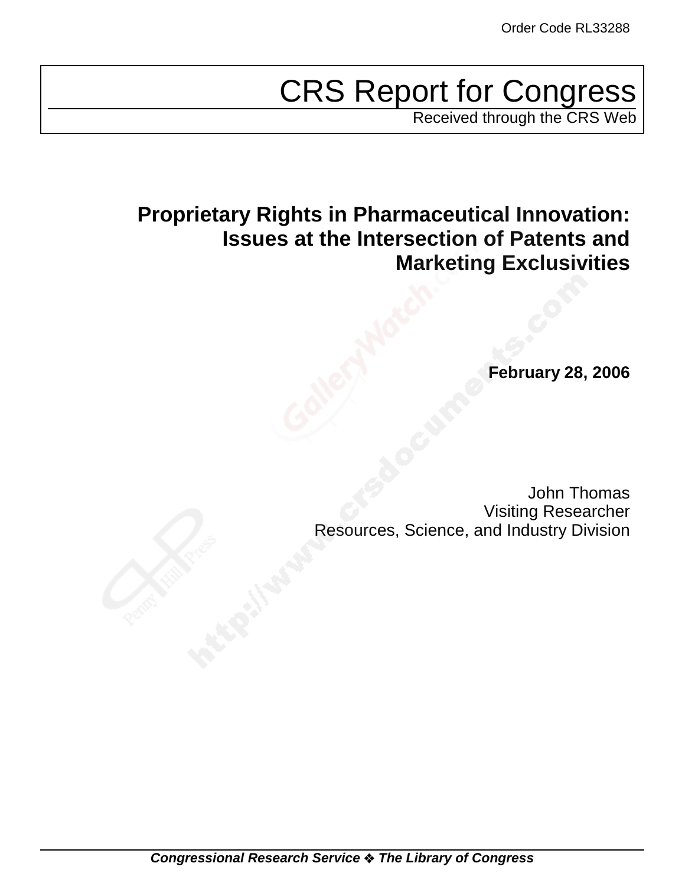Order Code RL33288

# CRS Report for Congress

Received through the CRS Web

## Proprietary Rights in Pharmaceutical Innovation: Issues at the Intersection of Patents and Marketing Exclusivities

**February 28, 2006**

John Thomas
Visiting Researcher
Resources, Science, and Industry Division

***Congressional Research Service ❖ The Library of Congress***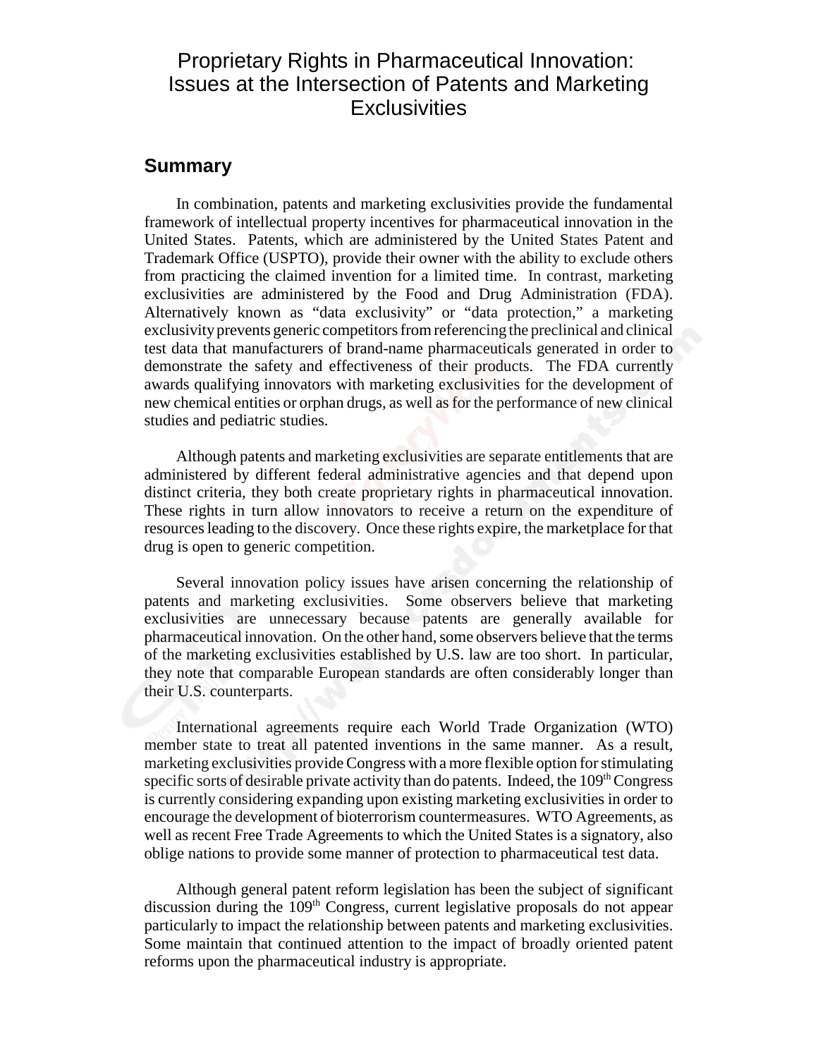# Proprietary Rights in Pharmaceutical Innovation: Issues at the Intersection of Patents and Marketing Exclusivities

## Summary

In combination, patents and marketing exclusivities provide the fundamental framework of intellectual property incentives for pharmaceutical innovation in the United States. Patents, which are administered by the United States Patent and Trademark Office (USPTO), provide their owner with the ability to exclude others from practicing the claimed invention for a limited time. In contrast, marketing exclusivities are administered by the Food and Drug Administration (FDA). Alternatively known as "data exclusivity" or "data protection," a marketing exclusivity prevents generic competitors from referencing the preclinical and clinical test data that manufacturers of brand-name pharmaceuticals generated in order to demonstrate the safety and effectiveness of their products. The FDA currently awards qualifying innovators with marketing exclusivities for the development of new chemical entities or orphan drugs, as well as for the performance of new clinical studies and pediatric studies.

Although patents and marketing exclusivities are separate entitlements that are administered by different federal administrative agencies and that depend upon distinct criteria, they both create proprietary rights in pharmaceutical innovation. These rights in turn allow innovators to receive a return on the expenditure of resources leading to the discovery. Once these rights expire, the marketplace for that drug is open to generic competition.

Several innovation policy issues have arisen concerning the relationship of patents and marketing exclusivities. Some observers believe that marketing exclusivities are unnecessary because patents are generally available for pharmaceutical innovation. On the other hand, some observers believe that the terms of the marketing exclusivities established by U.S. law are too short. In particular, they note that comparable European standards are often considerably longer than their U.S. counterparts.

International agreements require each World Trade Organization (WTO) member state to treat all patented inventions in the same manner. As a result, marketing exclusivities provide Congress with a more flexible option for stimulating specific sorts of desirable private activity than do patents. Indeed, the 109th Congress is currently considering expanding upon existing marketing exclusivities in order to encourage the development of bioterrorism countermeasures. WTO Agreements, as well as recent Free Trade Agreements to which the United States is a signatory, also oblige nations to provide some manner of protection to pharmaceutical test data.

Although general patent reform legislation has been the subject of significant discussion during the 109th Congress, current legislative proposals do not appear particularly to impact the relationship between patents and marketing exclusivities. Some maintain that continued attention to the impact of broadly oriented patent reforms upon the pharmaceutical industry is appropriate.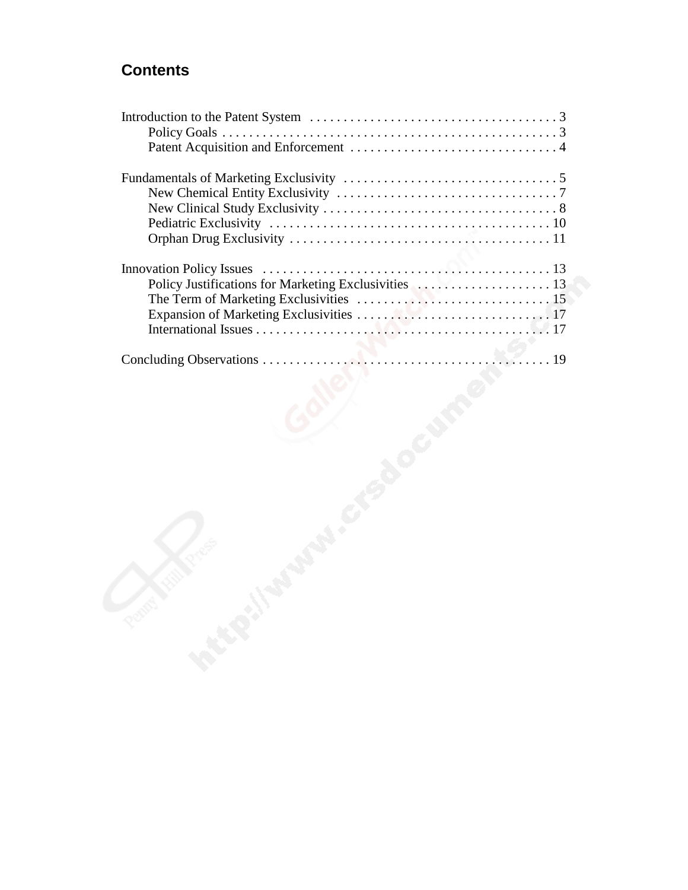## Contents

Introduction to the Patent System . . . . . . . . . . . . . . . . . . . . . . . . . . . . . . . . . . . . . 3
- Policy Goals . . . . . . . . . . . . . . . . . . . . . . . . . . . . . . . . . . . . . . . . . . . . . . . . . . 3
- Patent Acquisition and Enforcement . . . . . . . . . . . . . . . . . . . . . . . . . . . . . . . 4

Fundamentals of Marketing Exclusivity . . . . . . . . . . . . . . . . . . . . . . . . . . . . . . . . 5
- New Chemical Entity Exclusivity . . . . . . . . . . . . . . . . . . . . . . . . . . . . . . . . . 7
- New Clinical Study Exclusivity . . . . . . . . . . . . . . . . . . . . . . . . . . . . . . . . . . . 8
- Pediatric Exclusivity . . . . . . . . . . . . . . . . . . . . . . . . . . . . . . . . . . . . . . . . . . 10
- Orphan Drug Exclusivity . . . . . . . . . . . . . . . . . . . . . . . . . . . . . . . . . . . . . . . 11

Innovation Policy Issues . . . . . . . . . . . . . . . . . . . . . . . . . . . . . . . . . . . . . . . . . . 13
- Policy Justifications for Marketing Exclusivities . . . . . . . . . . . . . . . . . . . . 13
- The Term of Marketing Exclusivities . . . . . . . . . . . . . . . . . . . . . . . . . . . . . 15
- Expansion of Marketing Exclusivities . . . . . . . . . . . . . . . . . . . . . . . . . . . . . 17
- International Issues . . . . . . . . . . . . . . . . . . . . . . . . . . . . . . . . . . . . . . . . . . . 17

Concluding Observations . . . . . . . . . . . . . . . . . . . . . . . . . . . . . . . . . . . . . . . . . . . 19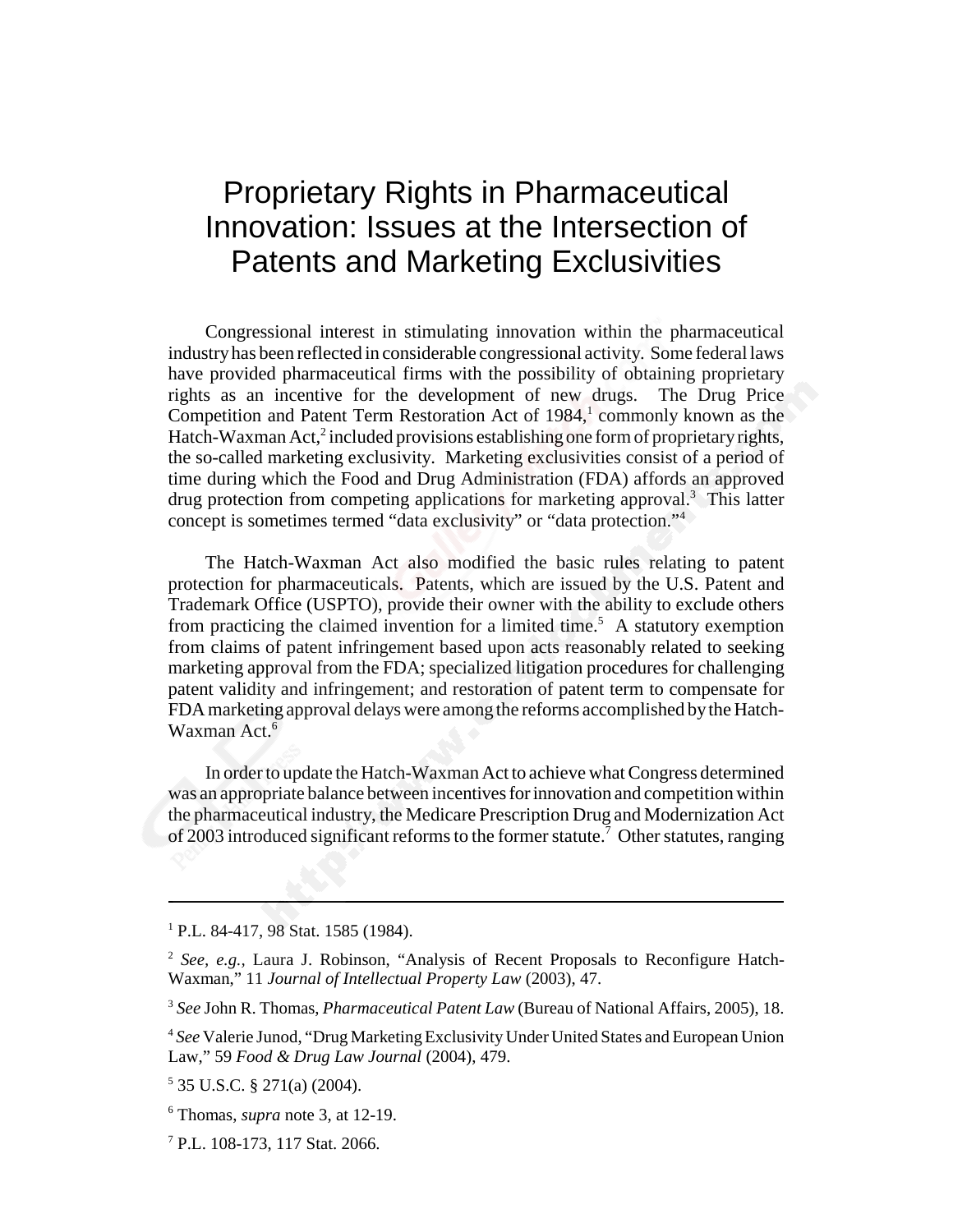# Proprietary Rights in Pharmaceutical Innovation: Issues at the Intersection of Patents and Marketing Exclusivities

Congressional interest in stimulating innovation within the pharmaceutical industry has been reflected in considerable congressional activity. Some federal laws have provided pharmaceutical firms with the possibility of obtaining proprietary rights as an incentive for the development of new drugs. The Drug Price Competition and Patent Term Restoration Act of 1984,[1] commonly known as the Hatch-Waxman Act,[2] included provisions establishing one form of proprietary rights, the so-called marketing exclusivity. Marketing exclusivities consist of a period of time during which the Food and Drug Administration (FDA) affords an approved drug protection from competing applications for marketing approval.[3] This latter concept is sometimes termed "data exclusivity" or "data protection."[4]

The Hatch-Waxman Act also modified the basic rules relating to patent protection for pharmaceuticals. Patents, which are issued by the U.S. Patent and Trademark Office (USPTO), provide their owner with the ability to exclude others from practicing the claimed invention for a limited time.[5] A statutory exemption from claims of patent infringement based upon acts reasonably related to seeking marketing approval from the FDA; specialized litigation procedures for challenging patent validity and infringement; and restoration of patent term to compensate for FDA marketing approval delays were among the reforms accomplished by the Hatch-Waxman Act.[6]

In order to update the Hatch-Waxman Act to achieve what Congress determined was an appropriate balance between incentives for innovation and competition within the pharmaceutical industry, the Medicare Prescription Drug and Modernization Act of 2003 introduced significant reforms to the former statute.[7] Other statutes, ranging

---

[1] P.L. 84-417, 98 Stat. 1585 (1984).

[2] *See, e.g.,* Laura J. Robinson, "Analysis of Recent Proposals to Reconfigure Hatch-Waxman," 11 *Journal of Intellectual Property Law* (2003), 47.

[3] *See* John R. Thomas, *Pharmaceutical Patent Law* (Bureau of National Affairs, 2005), 18.

[4] *See* Valerie Junod, "Drug Marketing Exclusivity Under United States and European Union Law," 59 *Food & Drug Law Journal* (2004), 479.

[5] 35 U.S.C. § 271(a) (2004).

[6] Thomas, *supra* note 3, at 12-19.

[7] P.L. 108-173, 117 Stat. 2066.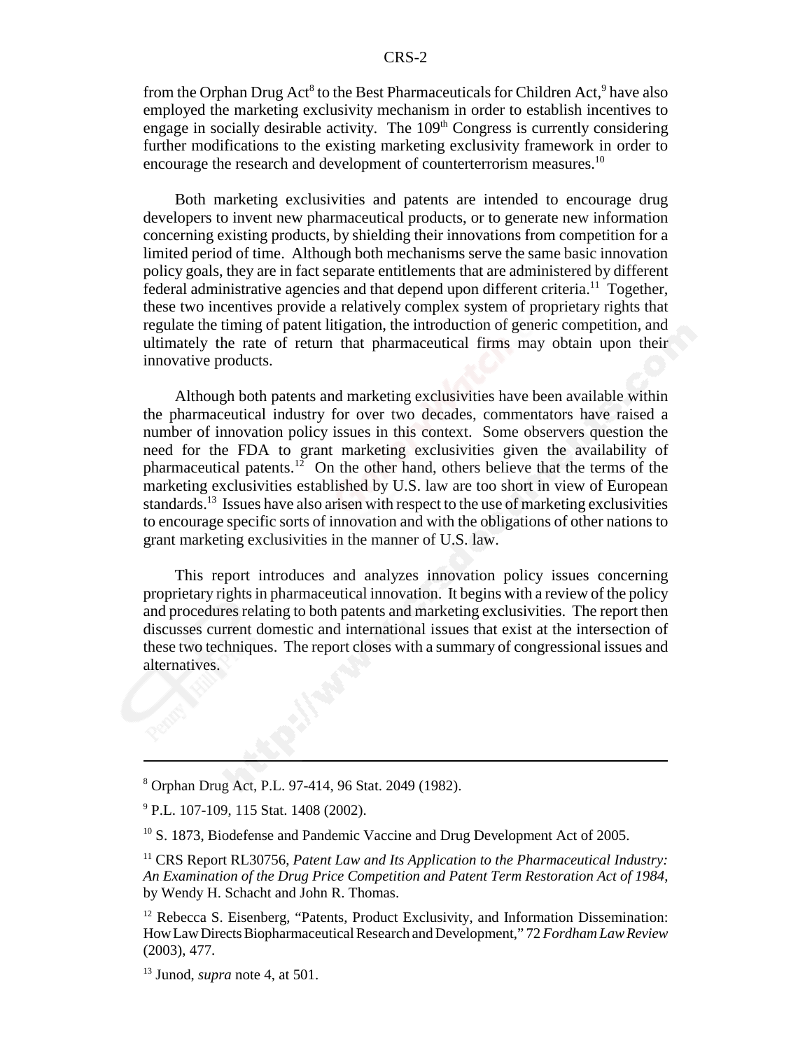from the Orphan Drug Act[8] to the Best Pharmaceuticals for Children Act,[9] have also employed the marketing exclusivity mechanism in order to establish incentives to engage in socially desirable activity. The 109th Congress is currently considering further modifications to the existing marketing exclusivity framework in order to encourage the research and development of counterterrorism measures.[10]

Both marketing exclusivities and patents are intended to encourage drug developers to invent new pharmaceutical products, or to generate new information concerning existing products, by shielding their innovations from competition for a limited period of time. Although both mechanisms serve the same basic innovation policy goals, they are in fact separate entitlements that are administered by different federal administrative agencies and that depend upon different criteria.[11] Together, these two incentives provide a relatively complex system of proprietary rights that regulate the timing of patent litigation, the introduction of generic competition, and ultimately the rate of return that pharmaceutical firms may obtain upon their innovative products.

Although both patents and marketing exclusivities have been available within the pharmaceutical industry for over two decades, commentators have raised a number of innovation policy issues in this context. Some observers question the need for the FDA to grant marketing exclusivities given the availability of pharmaceutical patents.[12] On the other hand, others believe that the terms of the marketing exclusivities established by U.S. law are too short in view of European standards.[13] Issues have also arisen with respect to the use of marketing exclusivities to encourage specific sorts of innovation and with the obligations of other nations to grant marketing exclusivities in the manner of U.S. law.

This report introduces and analyzes innovation policy issues concerning proprietary rights in pharmaceutical innovation. It begins with a review of the policy and procedures relating to both patents and marketing exclusivities. The report then discusses current domestic and international issues that exist at the intersection of these two techniques. The report closes with a summary of congressional issues and alternatives.

---

[8] Orphan Drug Act, P.L. 97-414, 96 Stat. 2049 (1982).

[9] P.L. 107-109, 115 Stat. 1408 (2002).

[10] S. 1873, Biodefense and Pandemic Vaccine and Drug Development Act of 2005.

[11] CRS Report RL30756, *Patent Law and Its Application to the Pharmaceutical Industry: An Examination of the Drug Price Competition and Patent Term Restoration Act of 1984*, by Wendy H. Schacht and John R. Thomas.

[12] Rebecca S. Eisenberg, "Patents, Product Exclusivity, and Information Dissemination: How Law Directs Biopharmaceutical Research and Development," 72 *Fordham Law Review* (2003), 477.

[13] Junod, *supra* note 4, at 501.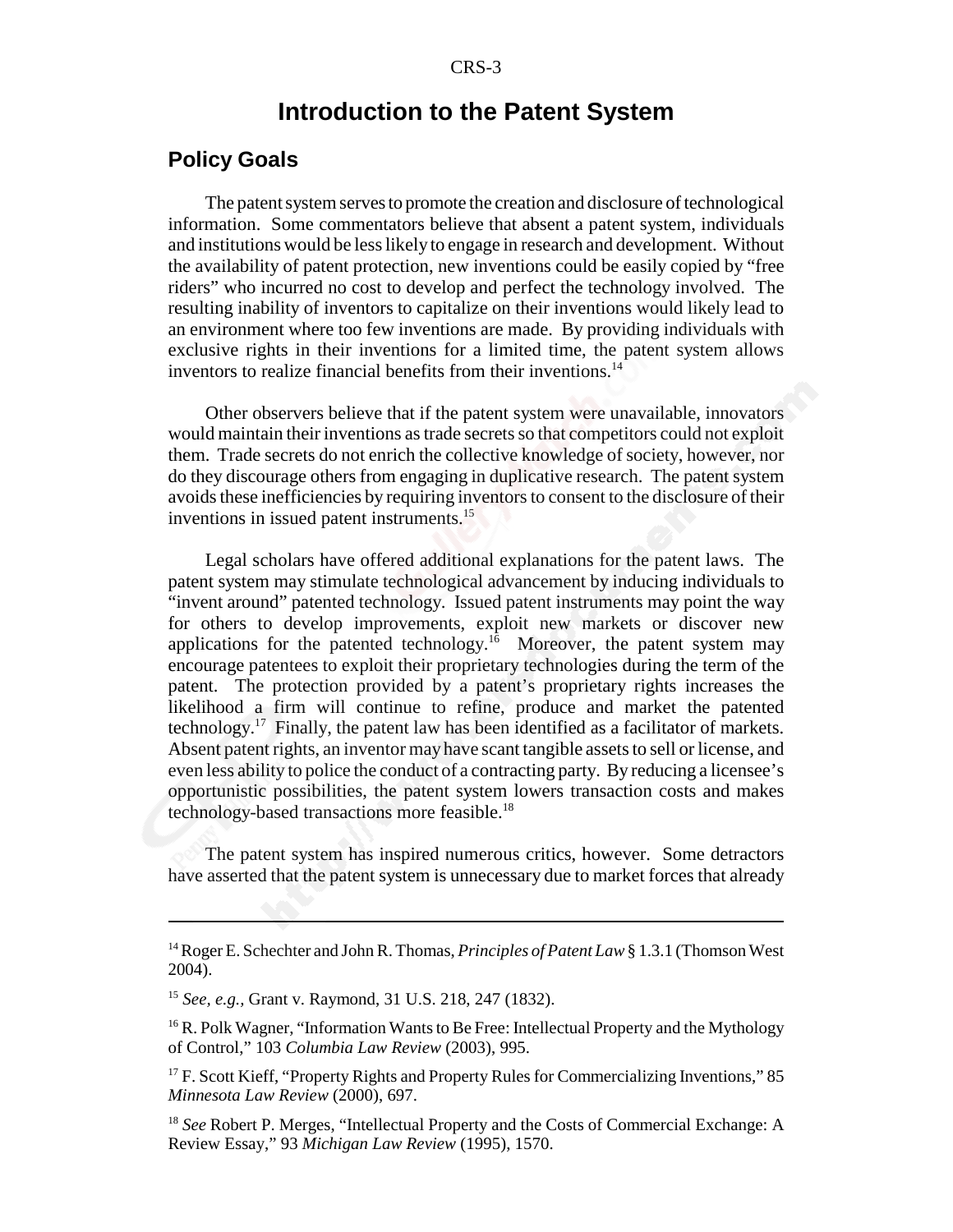# Introduction to the Patent System

## Policy Goals

The patent system serves to promote the creation and disclosure of technological information. Some commentators believe that absent a patent system, individuals and institutions would be less likely to engage in research and development. Without the availability of patent protection, new inventions could be easily copied by "free riders" who incurred no cost to develop and perfect the technology involved. The resulting inability of inventors to capitalize on their inventions would likely lead to an environment where too few inventions are made. By providing individuals with exclusive rights in their inventions for a limited time, the patent system allows inventors to realize financial benefits from their inventions.[14]

Other observers believe that if the patent system were unavailable, innovators would maintain their inventions as trade secrets so that competitors could not exploit them. Trade secrets do not enrich the collective knowledge of society, however, nor do they discourage others from engaging in duplicative research. The patent system avoids these inefficiencies by requiring inventors to consent to the disclosure of their inventions in issued patent instruments.[15]

Legal scholars have offered additional explanations for the patent laws. The patent system may stimulate technological advancement by inducing individuals to "invent around" patented technology. Issued patent instruments may point the way for others to develop improvements, exploit new markets or discover new applications for the patented technology.[16] Moreover, the patent system may encourage patentees to exploit their proprietary technologies during the term of the patent. The protection provided by a patent's proprietary rights increases the likelihood a firm will continue to refine, produce and market the patented technology.[17] Finally, the patent law has been identified as a facilitator of markets. Absent patent rights, an inventor may have scant tangible assets to sell or license, and even less ability to police the conduct of a contracting party. By reducing a licensee's opportunistic possibilities, the patent system lowers transaction costs and makes technology-based transactions more feasible.[18]

The patent system has inspired numerous critics, however. Some detractors have asserted that the patent system is unnecessary due to market forces that already

---

[14] Roger E. Schechter and John R. Thomas, *Principles of Patent Law* § 1.3.1 (Thomson West 2004).

[15] *See, e.g.,* Grant v. Raymond, 31 U.S. 218, 247 (1832).

[16] R. Polk Wagner, "Information Wants to Be Free: Intellectual Property and the Mythology of Control," 103 *Columbia Law Review* (2003), 995.

[17] F. Scott Kieff, "Property Rights and Property Rules for Commercializing Inventions," 85 *Minnesota Law Review* (2000), 697.

[18] *See* Robert P. Merges, "Intellectual Property and the Costs of Commercial Exchange: A Review Essay," 93 *Michigan Law Review* (1995), 1570.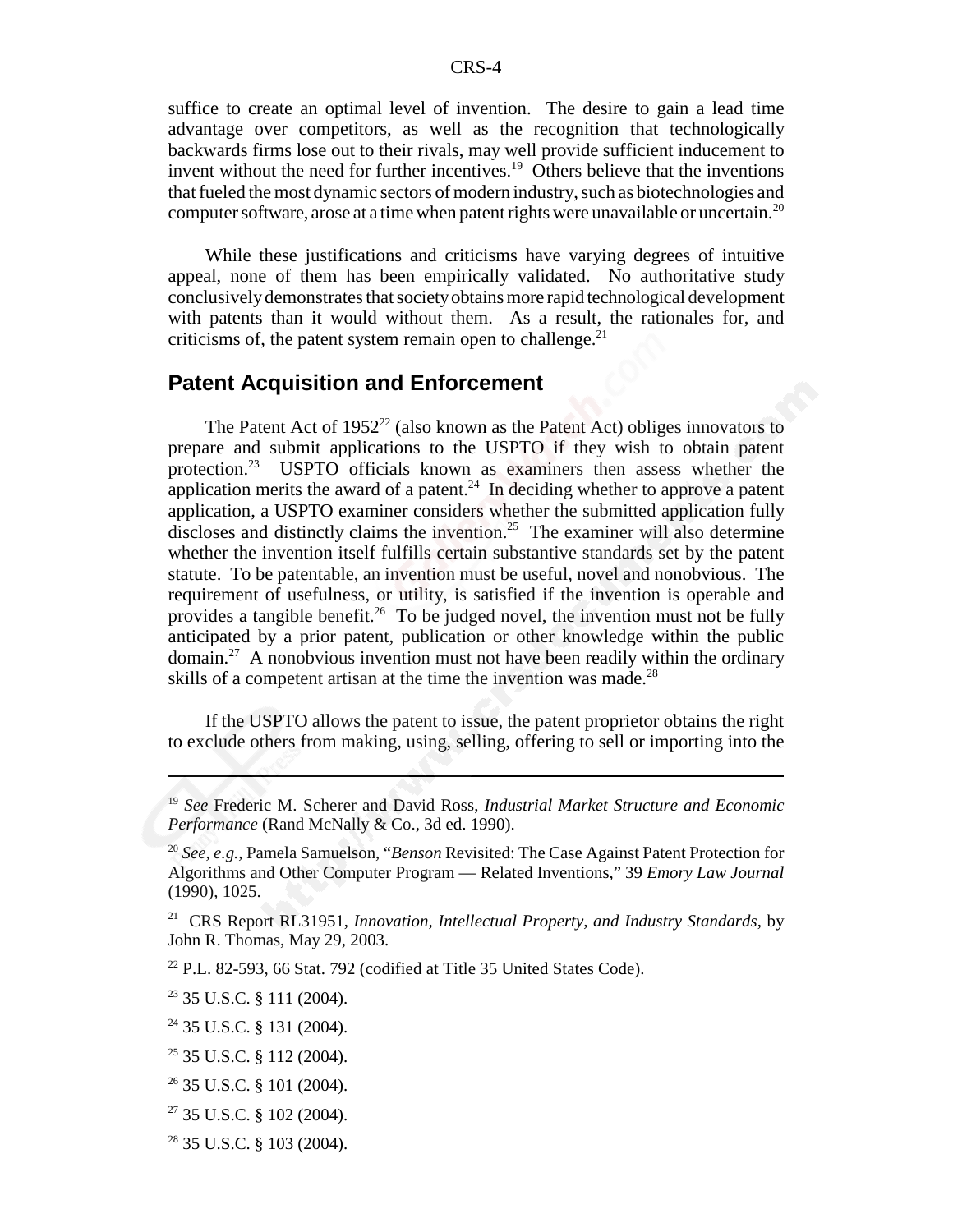suffice to create an optimal level of invention. The desire to gain a lead time advantage over competitors, as well as the recognition that technologically backwards firms lose out to their rivals, may well provide sufficient inducement to invent without the need for further incentives.[19] Others believe that the inventions that fueled the most dynamic sectors of modern industry, such as biotechnologies and computer software, arose at a time when patent rights were unavailable or uncertain.[20]

While these justifications and criticisms have varying degrees of intuitive appeal, none of them has been empirically validated. No authoritative study conclusively demonstrates that society obtains more rapid technological development with patents than it would without them. As a result, the rationales for, and criticisms of, the patent system remain open to challenge.[21]

## Patent Acquisition and Enforcement

The Patent Act of 1952[22] (also known as the Patent Act) obliges innovators to prepare and submit applications to the USPTO if they wish to obtain patent protection.[23] USPTO officials known as examiners then assess whether the application merits the award of a patent.[24] In deciding whether to approve a patent application, a USPTO examiner considers whether the submitted application fully discloses and distinctly claims the invention.[25] The examiner will also determine whether the invention itself fulfills certain substantive standards set by the patent statute. To be patentable, an invention must be useful, novel and nonobvious. The requirement of usefulness, or utility, is satisfied if the invention is operable and provides a tangible benefit.[26] To be judged novel, the invention must not be fully anticipated by a prior patent, publication or other knowledge within the public domain.[27] A nonobvious invention must not have been readily within the ordinary skills of a competent artisan at the time the invention was made.[28]

If the USPTO allows the patent to issue, the patent proprietor obtains the right to exclude others from making, using, selling, offering to sell or importing into the

---

[19] *See* Frederic M. Scherer and David Ross, *Industrial Market Structure and Economic Performance* (Rand McNally & Co., 3d ed. 1990).

[20] *See, e.g.*, Pamela Samuelson, "*Benson* Revisited: The Case Against Patent Protection for Algorithms and Other Computer Program — Related Inventions," 39 *Emory Law Journal* (1990), 1025.

[21] CRS Report RL31951, *Innovation, Intellectual Property, and Industry Standards*, by John R. Thomas, May 29, 2003.

[22] P.L. 82-593, 66 Stat. 792 (codified at Title 35 United States Code).

[23] 35 U.S.C. § 111 (2004).

[24] 35 U.S.C. § 131 (2004).

[25] 35 U.S.C. § 112 (2004).

[26] 35 U.S.C. § 101 (2004).

[27] 35 U.S.C. § 102 (2004).

[28] 35 U.S.C. § 103 (2004).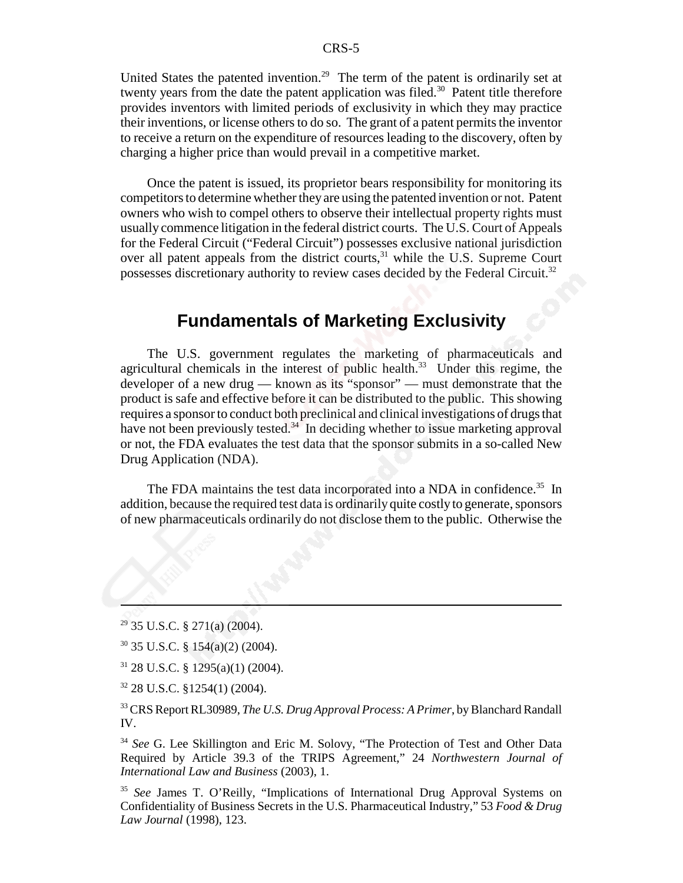United States the patented invention.[29] The term of the patent is ordinarily set at twenty years from the date the patent application was filed.[30] Patent title therefore provides inventors with limited periods of exclusivity in which they may practice their inventions, or license others to do so. The grant of a patent permits the inventor to receive a return on the expenditure of resources leading to the discovery, often by charging a higher price than would prevail in a competitive market.

Once the patent is issued, its proprietor bears responsibility for monitoring its competitors to determine whether they are using the patented invention or not. Patent owners who wish to compel others to observe their intellectual property rights must usually commence litigation in the federal district courts. The U.S. Court of Appeals for the Federal Circuit ("Federal Circuit") possesses exclusive national jurisdiction over all patent appeals from the district courts,[31] while the U.S. Supreme Court possesses discretionary authority to review cases decided by the Federal Circuit.[32]

## Fundamentals of Marketing Exclusivity

The U.S. government regulates the marketing of pharmaceuticals and agricultural chemicals in the interest of public health.[33] Under this regime, the developer of a new drug — known as its "sponsor" — must demonstrate that the product is safe and effective before it can be distributed to the public. This showing requires a sponsor to conduct both preclinical and clinical investigations of drugs that have not been previously tested.[34] In deciding whether to issue marketing approval or not, the FDA evaluates the test data that the sponsor submits in a so-called New Drug Application (NDA).

The FDA maintains the test data incorporated into a NDA in confidence.[35] In addition, because the required test data is ordinarily quite costly to generate, sponsors of new pharmaceuticals ordinarily do not disclose them to the public. Otherwise the

---

[29] 35 U.S.C. § 271(a) (2004).

[30] 35 U.S.C. § 154(a)(2) (2004).

[31] 28 U.S.C. § 1295(a)(1) (2004).

[32] 28 U.S.C. §1254(1) (2004).

[33] CRS Report RL30989, *The U.S. Drug Approval Process: A Primer*, by Blanchard Randall IV.

[34] *See* G. Lee Skillington and Eric M. Solovy, "The Protection of Test and Other Data Required by Article 39.3 of the TRIPS Agreement," 24 *Northwestern Journal of International Law and Business* (2003), 1.

[35] *See* James T. O'Reilly, "Implications of International Drug Approval Systems on Confidentiality of Business Secrets in the U.S. Pharmaceutical Industry," 53 *Food & Drug Law Journal* (1998), 123.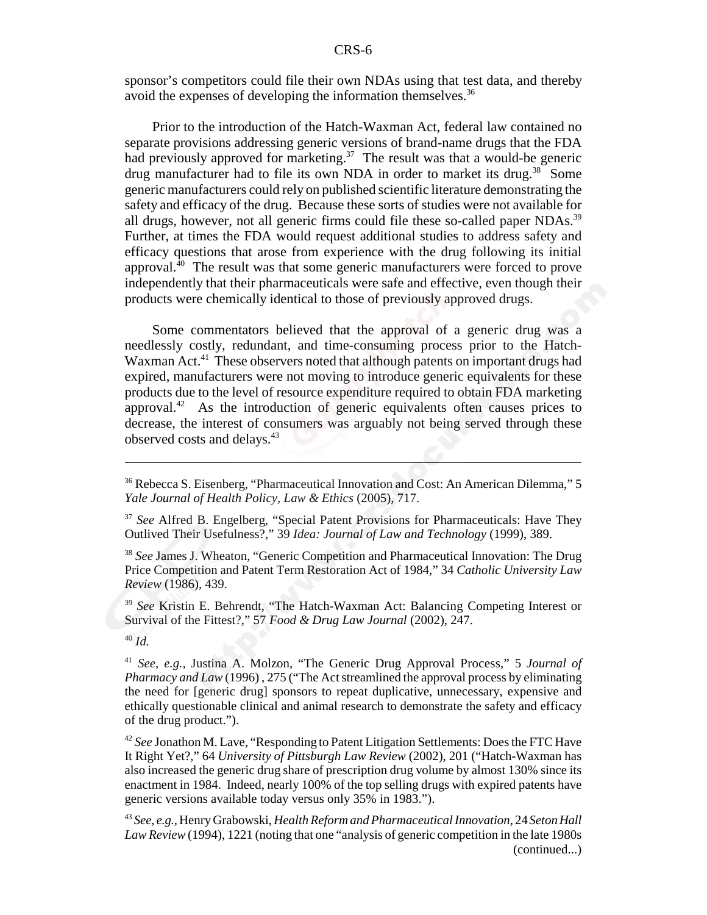sponsor's competitors could file their own NDAs using that test data, and thereby avoid the expenses of developing the information themselves.[36]

Prior to the introduction of the Hatch-Waxman Act, federal law contained no separate provisions addressing generic versions of brand-name drugs that the FDA had previously approved for marketing.[37] The result was that a would-be generic drug manufacturer had to file its own NDA in order to market its drug.[38] Some generic manufacturers could rely on published scientific literature demonstrating the safety and efficacy of the drug. Because these sorts of studies were not available for all drugs, however, not all generic firms could file these so-called paper NDAs.[39] Further, at times the FDA would request additional studies to address safety and efficacy questions that arose from experience with the drug following its initial approval.[40] The result was that some generic manufacturers were forced to prove independently that their pharmaceuticals were safe and effective, even though their products were chemically identical to those of previously approved drugs.

Some commentators believed that the approval of a generic drug was a needlessly costly, redundant, and time-consuming process prior to the Hatch-Waxman Act.[41] These observers noted that although patents on important drugs had expired, manufacturers were not moving to introduce generic equivalents for these products due to the level of resource expenditure required to obtain FDA marketing approval.[42] As the introduction of generic equivalents often causes prices to decrease, the interest of consumers was arguably not being served through these observed costs and delays.[43]

---

[36] Rebecca S. Eisenberg, "Pharmaceutical Innovation and Cost: An American Dilemma," 5 *Yale Journal of Health Policy, Law & Ethics* (2005), 717.

[37] *See* Alfred B. Engelberg, "Special Patent Provisions for Pharmaceuticals: Have They Outlived Their Usefulness?," 39 *Idea: Journal of Law and Technology* (1999), 389.

[38] *See* James J. Wheaton, "Generic Competition and Pharmaceutical Innovation: The Drug Price Competition and Patent Term Restoration Act of 1984," 34 *Catholic University Law Review* (1986), 439.

[39] *See* Kristin E. Behrendt, "The Hatch-Waxman Act: Balancing Competing Interest or Survival of the Fittest?," 57 *Food & Drug Law Journal* (2002), 247.

[40] *Id.*

[41] *See, e.g.,* Justina A. Molzon, "The Generic Drug Approval Process," 5 *Journal of Pharmacy and Law* (1996) , 275 ("The Act streamlined the approval process by eliminating the need for [generic drug] sponsors to repeat duplicative, unnecessary, expensive and ethically questionable clinical and animal research to demonstrate the safety and efficacy of the drug product.").

[42] *See* Jonathon M. Lave, "Responding to Patent Litigation Settlements: Does the FTC Have It Right Yet?," 64 *University of Pittsburgh Law Review* (2002), 201 ("Hatch-Waxman has also increased the generic drug share of prescription drug volume by almost 130% since its enactment in 1984. Indeed, nearly 100% of the top selling drugs with expired patents have generic versions available today versus only 35% in 1983.").

[43] *See, e.g.,* Henry Grabowski, *Health Reform and Pharmaceutical Innovation*, 24 *Seton Hall Law Review* (1994), 1221 (noting that one "analysis of generic competition in the late 1980s (continued...)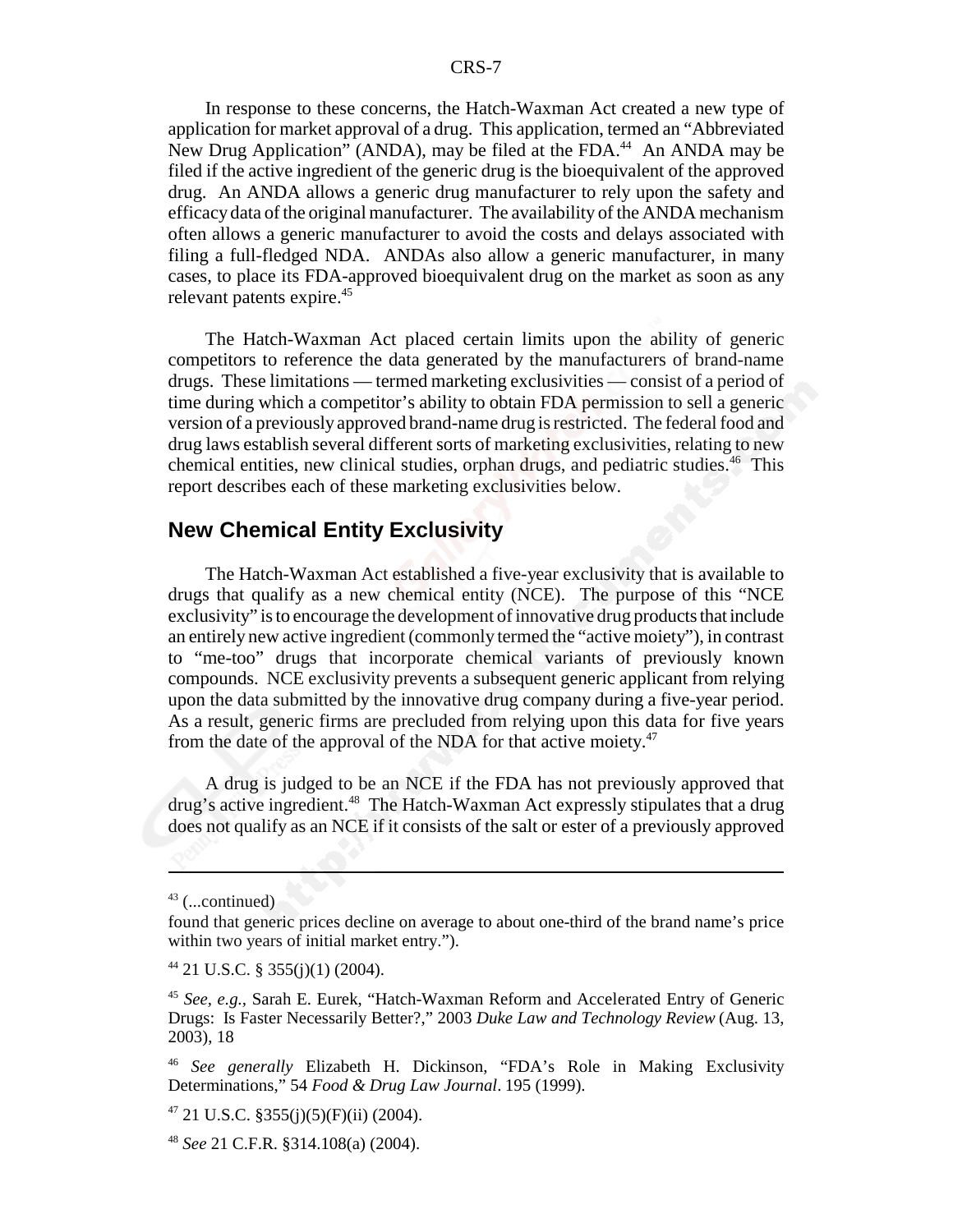In response to these concerns, the Hatch-Waxman Act created a new type of application for market approval of a drug. This application, termed an "Abbreviated New Drug Application" (ANDA), may be filed at the FDA.[44] An ANDA may be filed if the active ingredient of the generic drug is the bioequivalent of the approved drug. An ANDA allows a generic drug manufacturer to rely upon the safety and efficacy data of the original manufacturer. The availability of the ANDA mechanism often allows a generic manufacturer to avoid the costs and delays associated with filing a full-fledged NDA. ANDAs also allow a generic manufacturer, in many cases, to place its FDA-approved bioequivalent drug on the market as soon as any relevant patents expire.[45]

The Hatch-Waxman Act placed certain limits upon the ability of generic competitors to reference the data generated by the manufacturers of brand-name drugs. These limitations — termed marketing exclusivities — consist of a period of time during which a competitor's ability to obtain FDA permission to sell a generic version of a previously approved brand-name drug is restricted. The federal food and drug laws establish several different sorts of marketing exclusivities, relating to new chemical entities, new clinical studies, orphan drugs, and pediatric studies.[46] This report describes each of these marketing exclusivities below.

## New Chemical Entity Exclusivity

The Hatch-Waxman Act established a five-year exclusivity that is available to drugs that qualify as a new chemical entity (NCE). The purpose of this "NCE exclusivity" is to encourage the development of innovative drug products that include an entirely new active ingredient (commonly termed the "active moiety"), in contrast to "me-too" drugs that incorporate chemical variants of previously known compounds. NCE exclusivity prevents a subsequent generic applicant from relying upon the data submitted by the innovative drug company during a five-year period. As a result, generic firms are precluded from relying upon this data for five years from the date of the approval of the NDA for that active moiety.[47]

A drug is judged to be an NCE if the FDA has not previously approved that drug's active ingredient.[48] The Hatch-Waxman Act expressly stipulates that a drug does not qualify as an NCE if it consists of the salt or ester of a previously approved

---

[43] (...continued)
found that generic prices decline on average to about one-third of the brand name's price within two years of initial market entry.").

[44] 21 U.S.C. § 355(j)(1) (2004).

[45] *See, e.g.,* Sarah E. Eurek, "Hatch-Waxman Reform and Accelerated Entry of Generic Drugs: Is Faster Necessarily Better?," 2003 *Duke Law and Technology Review* (Aug. 13, 2003), 18

[46] *See generally* Elizabeth H. Dickinson, "FDA's Role in Making Exclusivity Determinations," 54 *Food & Drug Law Journal*. 195 (1999).

[47] 21 U.S.C. §355(j)(5)(F)(ii) (2004).

[48] *See* 21 C.F.R. §314.108(a) (2004).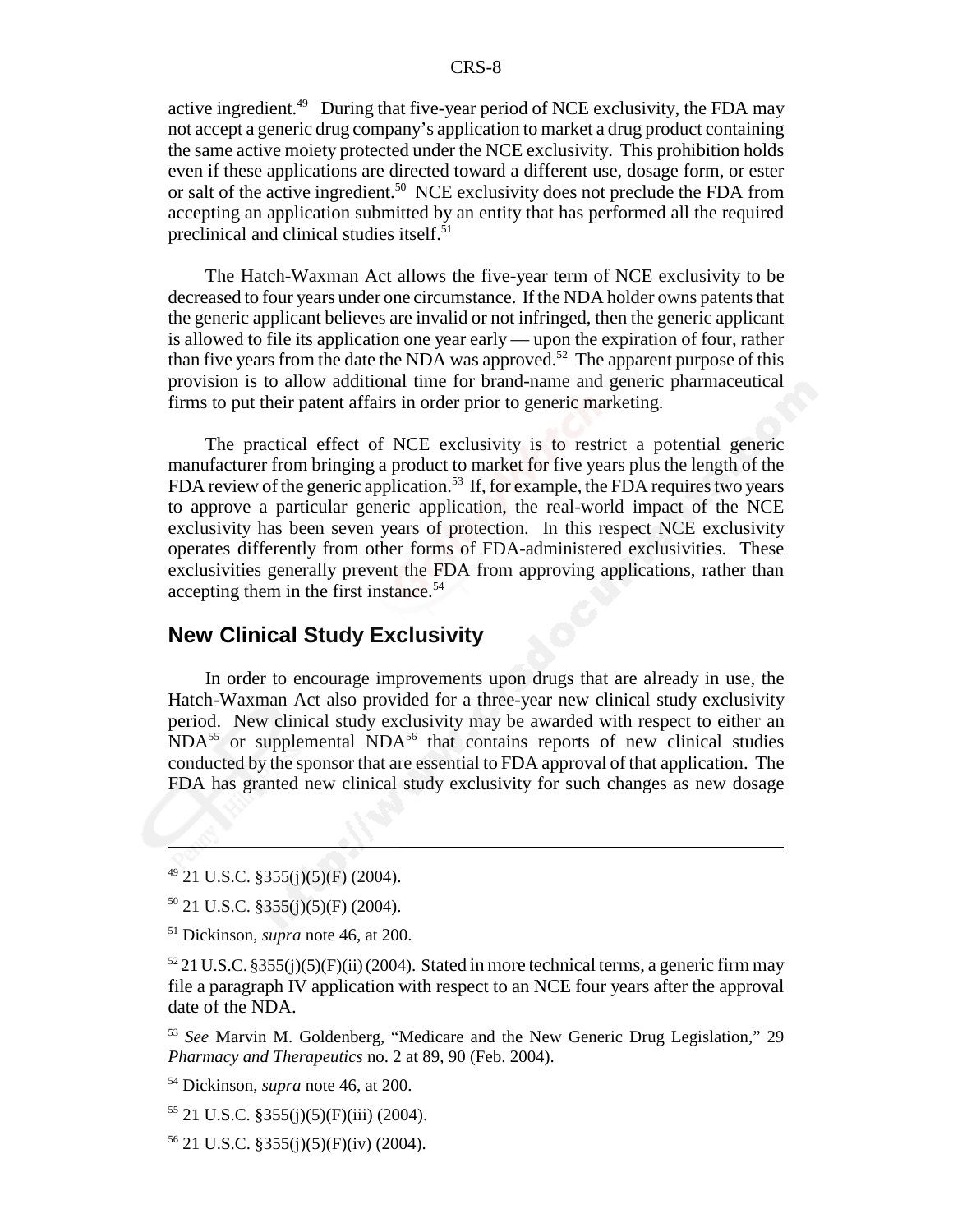active ingredient.[49] During that five-year period of NCE exclusivity, the FDA may not accept a generic drug company's application to market a drug product containing the same active moiety protected under the NCE exclusivity. This prohibition holds even if these applications are directed toward a different use, dosage form, or ester or salt of the active ingredient.[50] NCE exclusivity does not preclude the FDA from accepting an application submitted by an entity that has performed all the required preclinical and clinical studies itself.[51]

The Hatch-Waxman Act allows the five-year term of NCE exclusivity to be decreased to four years under one circumstance. If the NDA holder owns patents that the generic applicant believes are invalid or not infringed, then the generic applicant is allowed to file its application one year early — upon the expiration of four, rather than five years from the date the NDA was approved.[52] The apparent purpose of this provision is to allow additional time for brand-name and generic pharmaceutical firms to put their patent affairs in order prior to generic marketing.

The practical effect of NCE exclusivity is to restrict a potential generic manufacturer from bringing a product to market for five years plus the length of the FDA review of the generic application.[53] If, for example, the FDA requires two years to approve a particular generic application, the real-world impact of the NCE exclusivity has been seven years of protection. In this respect NCE exclusivity operates differently from other forms of FDA-administered exclusivities. These exclusivities generally prevent the FDA from approving applications, rather than accepting them in the first instance.[54]

## New Clinical Study Exclusivity

In order to encourage improvements upon drugs that are already in use, the Hatch-Waxman Act also provided for a three-year new clinical study exclusivity period. New clinical study exclusivity may be awarded with respect to either an NDA[55] or supplemental NDA[56] that contains reports of new clinical studies conducted by the sponsor that are essential to FDA approval of that application. The FDA has granted new clinical study exclusivity for such changes as new dosage

---

[49] 21 U.S.C. §355(j)(5)(F) (2004).

[50] 21 U.S.C. §355(j)(5)(F) (2004).

[51] Dickinson, *supra* note 46, at 200.

[52] 21 U.S.C. §355(j)(5)(F)(ii) (2004). Stated in more technical terms, a generic firm may file a paragraph IV application with respect to an NCE four years after the approval date of the NDA.

[53] *See* Marvin M. Goldenberg, "Medicare and the New Generic Drug Legislation," 29 *Pharmacy and Therapeutics* no. 2 at 89, 90 (Feb. 2004).

[54] Dickinson, *supra* note 46, at 200.

[55] 21 U.S.C. §355(j)(5)(F)(iii) (2004).

[56] 21 U.S.C. §355(j)(5)(F)(iv) (2004).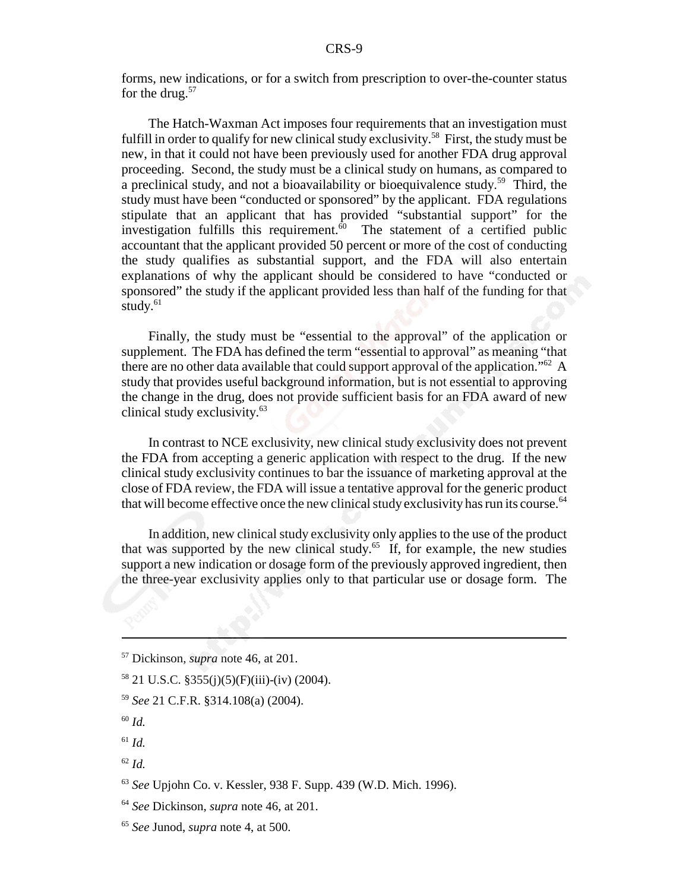forms, new indications, or for a switch from prescription to over-the-counter status for the drug.[57]

The Hatch-Waxman Act imposes four requirements that an investigation must fulfill in order to qualify for new clinical study exclusivity.[58] First, the study must be new, in that it could not have been previously used for another FDA drug approval proceeding. Second, the study must be a clinical study on humans, as compared to a preclinical study, and not a bioavailability or bioequivalence study.[59] Third, the study must have been "conducted or sponsored" by the applicant. FDA regulations stipulate that an applicant that has provided "substantial support" for the investigation fulfills this requirement.[60] The statement of a certified public accountant that the applicant provided 50 percent or more of the cost of conducting the study qualifies as substantial support, and the FDA will also entertain explanations of why the applicant should be considered to have "conducted or sponsored" the study if the applicant provided less than half of the funding for that study.[61]

Finally, the study must be "essential to the approval" of the application or supplement. The FDA has defined the term "essential to approval" as meaning "that there are no other data available that could support approval of the application."[62] A study that provides useful background information, but is not essential to approving the change in the drug, does not provide sufficient basis for an FDA award of new clinical study exclusivity.[63]

In contrast to NCE exclusivity, new clinical study exclusivity does not prevent the FDA from accepting a generic application with respect to the drug. If the new clinical study exclusivity continues to bar the issuance of marketing approval at the close of FDA review, the FDA will issue a tentative approval for the generic product that will become effective once the new clinical study exclusivity has run its course.[64]

In addition, new clinical study exclusivity only applies to the use of the product that was supported by the new clinical study.[65] If, for example, the new studies support a new indication or dosage form of the previously approved ingredient, then the three-year exclusivity applies only to that particular use or dosage form. The

---

[57] Dickinson, *supra* note 46, at 201.

[58] 21 U.S.C. §355(j)(5)(F)(iii)-(iv) (2004).

[59] *See* 21 C.F.R. §314.108(a) (2004).

[60] *Id.*

[61] *Id.*

[62] *Id.*

[63] *See* Upjohn Co. v. Kessler, 938 F. Supp. 439 (W.D. Mich. 1996).

[64] *See* Dickinson, *supra* note 46, at 201.

[65] *See* Junod, *supra* note 4, at 500.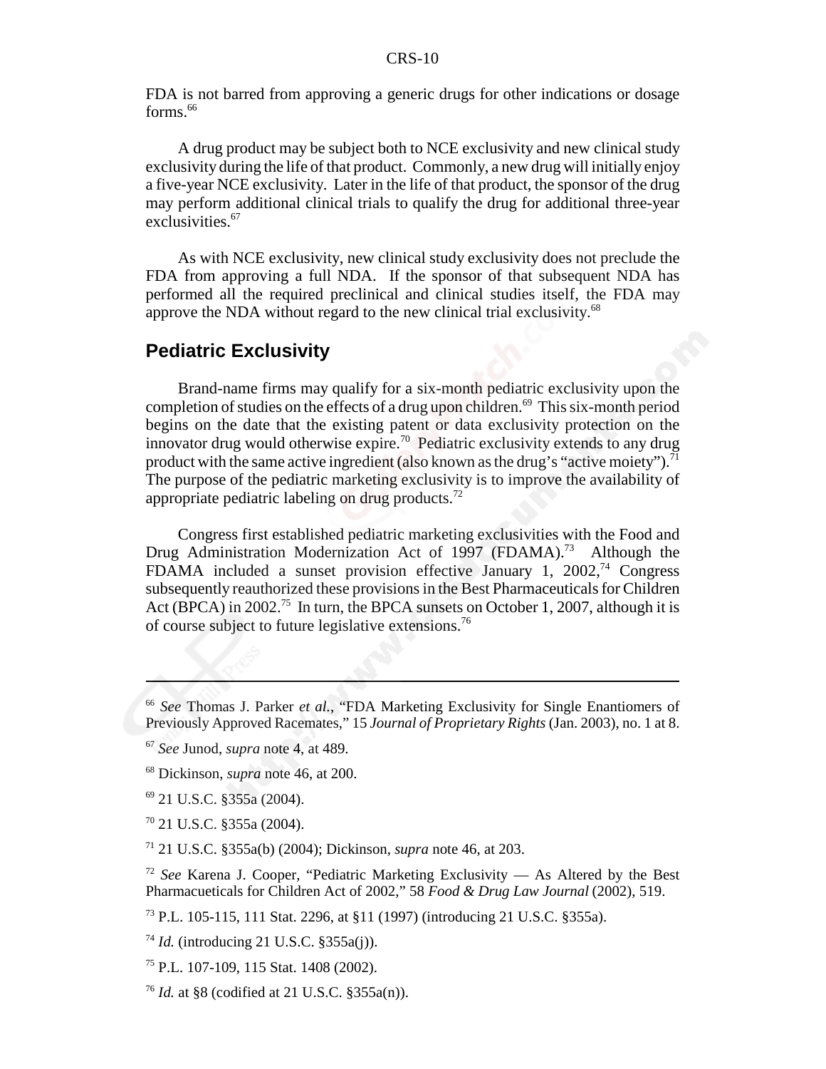FDA is not barred from approving a generic drugs for other indications or dosage forms.[66]

A drug product may be subject both to NCE exclusivity and new clinical study exclusivity during the life of that product. Commonly, a new drug will initially enjoy a five-year NCE exclusivity. Later in the life of that product, the sponsor of the drug may perform additional clinical trials to qualify the drug for additional three-year exclusivities.[67]

As with NCE exclusivity, new clinical study exclusivity does not preclude the FDA from approving a full NDA. If the sponsor of that subsequent NDA has performed all the required preclinical and clinical studies itself, the FDA may approve the NDA without regard to the new clinical trial exclusivity.[68]

## Pediatric Exclusivity

Brand-name firms may qualify for a six-month pediatric exclusivity upon the completion of studies on the effects of a drug upon children.[69] This six-month period begins on the date that the existing patent or data exclusivity protection on the innovator drug would otherwise expire.[70] Pediatric exclusivity extends to any drug product with the same active ingredient (also known as the drug's "active moiety").[71] The purpose of the pediatric marketing exclusivity is to improve the availability of appropriate pediatric labeling on drug products.[72]

Congress first established pediatric marketing exclusivities with the Food and Drug Administration Modernization Act of 1997 (FDAMA).[73] Although the FDAMA included a sunset provision effective January 1, 2002,[74] Congress subsequently reauthorized these provisions in the Best Pharmaceuticals for Children Act (BPCA) in 2002.[75] In turn, the BPCA sunsets on October 1, 2007, although it is of course subject to future legislative extensions.[76]

---

[66] *See* Thomas J. Parker *et al.*, "FDA Marketing Exclusivity for Single Enantiomers of Previously Approved Racemates," 15 *Journal of Proprietary Rights* (Jan. 2003), no. 1 at 8.

[67] *See* Junod, *supra* note 4, at 489.

[68] Dickinson, *supra* note 46, at 200.

[69] 21 U.S.C. §355a (2004).

[70] 21 U.S.C. §355a (2004).

[71] 21 U.S.C. §355a(b) (2004); Dickinson, *supra* note 46, at 203.

[72] *See* Karena J. Cooper, "Pediatric Marketing Exclusivity — As Altered by the Best Pharmacueticals for Children Act of 2002," 58 *Food & Drug Law Journal* (2002), 519.

[73] P.L. 105-115, 111 Stat. 2296, at §11 (1997) (introducing 21 U.S.C. §355a).

[74] *Id.* (introducing 21 U.S.C. §355a(j)).

[75] P.L. 107-109, 115 Stat. 1408 (2002).

[76] *Id.* at §8 (codified at 21 U.S.C. §355a(n)).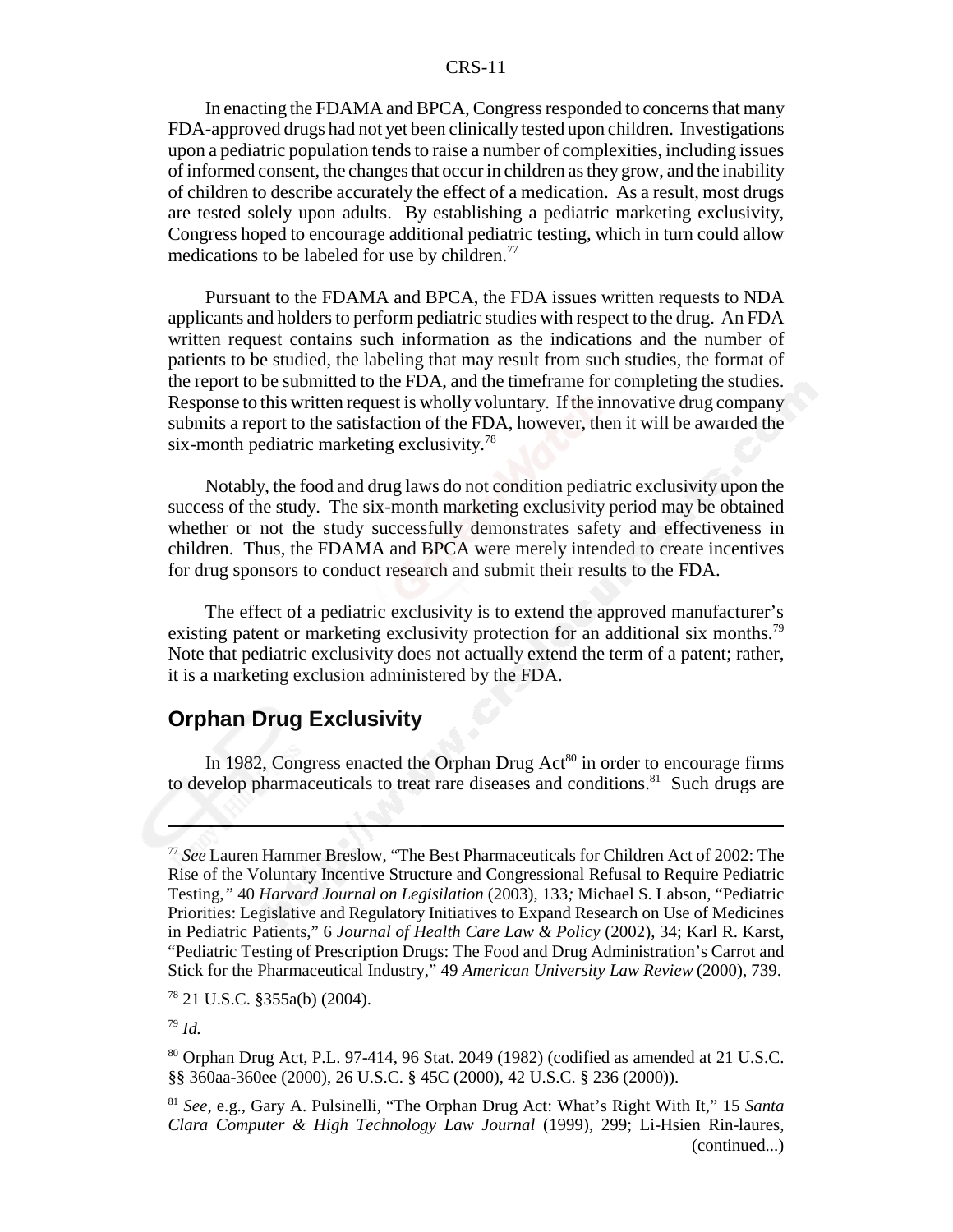In enacting the FDAMA and BPCA, Congress responded to concerns that many FDA-approved drugs had not yet been clinically tested upon children. Investigations upon a pediatric population tends to raise a number of complexities, including issues of informed consent, the changes that occur in children as they grow, and the inability of children to describe accurately the effect of a medication. As a result, most drugs are tested solely upon adults. By establishing a pediatric marketing exclusivity, Congress hoped to encourage additional pediatric testing, which in turn could allow medications to be labeled for use by children.[77]

Pursuant to the FDAMA and BPCA, the FDA issues written requests to NDA applicants and holders to perform pediatric studies with respect to the drug. An FDA written request contains such information as the indications and the number of patients to be studied, the labeling that may result from such studies, the format of the report to be submitted to the FDA, and the timeframe for completing the studies. Response to this written request is wholly voluntary. If the innovative drug company submits a report to the satisfaction of the FDA, however, then it will be awarded the six-month pediatric marketing exclusivity.[78]

Notably, the food and drug laws do not condition pediatric exclusivity upon the success of the study. The six-month marketing exclusivity period may be obtained whether or not the study successfully demonstrates safety and effectiveness in children. Thus, the FDAMA and BPCA were merely intended to create incentives for drug sponsors to conduct research and submit their results to the FDA.

The effect of a pediatric exclusivity is to extend the approved manufacturer's existing patent or marketing exclusivity protection for an additional six months.[79] Note that pediatric exclusivity does not actually extend the term of a patent; rather, it is a marketing exclusion administered by the FDA.

## Orphan Drug Exclusivity

In 1982, Congress enacted the Orphan Drug Act[80] in order to encourage firms to develop pharmaceuticals to treat rare diseases and conditions.[81] Such drugs are

---

[77] *See* Lauren Hammer Breslow, "The Best Pharmaceuticals for Children Act of 2002: The Rise of the Voluntary Incentive Structure and Congressional Refusal to Require Pediatric Testing," 40 *Harvard Journal on Legisilation* (2003), 133; Michael S. Labson, "Pediatric Priorities: Legislative and Regulatory Initiatives to Expand Research on Use of Medicines in Pediatric Patients," 6 *Journal of Health Care Law & Policy* (2002), 34; Karl R. Karst, "Pediatric Testing of Prescription Drugs: The Food and Drug Administration's Carrot and Stick for the Pharmaceutical Industry," 49 *American University Law Review* (2000), 739.

[78] 21 U.S.C. §355a(b) (2004).

[79] *Id.*

[80] Orphan Drug Act, P.L. 97-414, 96 Stat. 2049 (1982) (codified as amended at 21 U.S.C. §§ 360aa-360ee (2000), 26 U.S.C. § 45C (2000), 42 U.S.C. § 236 (2000)).

[81] *See*, e.g., Gary A. Pulsinelli, "The Orphan Drug Act: What's Right With It," 15 *Santa Clara Computer & High Technology Law Journal* (1999), 299; Li-Hsien Rin-laures, (continued...)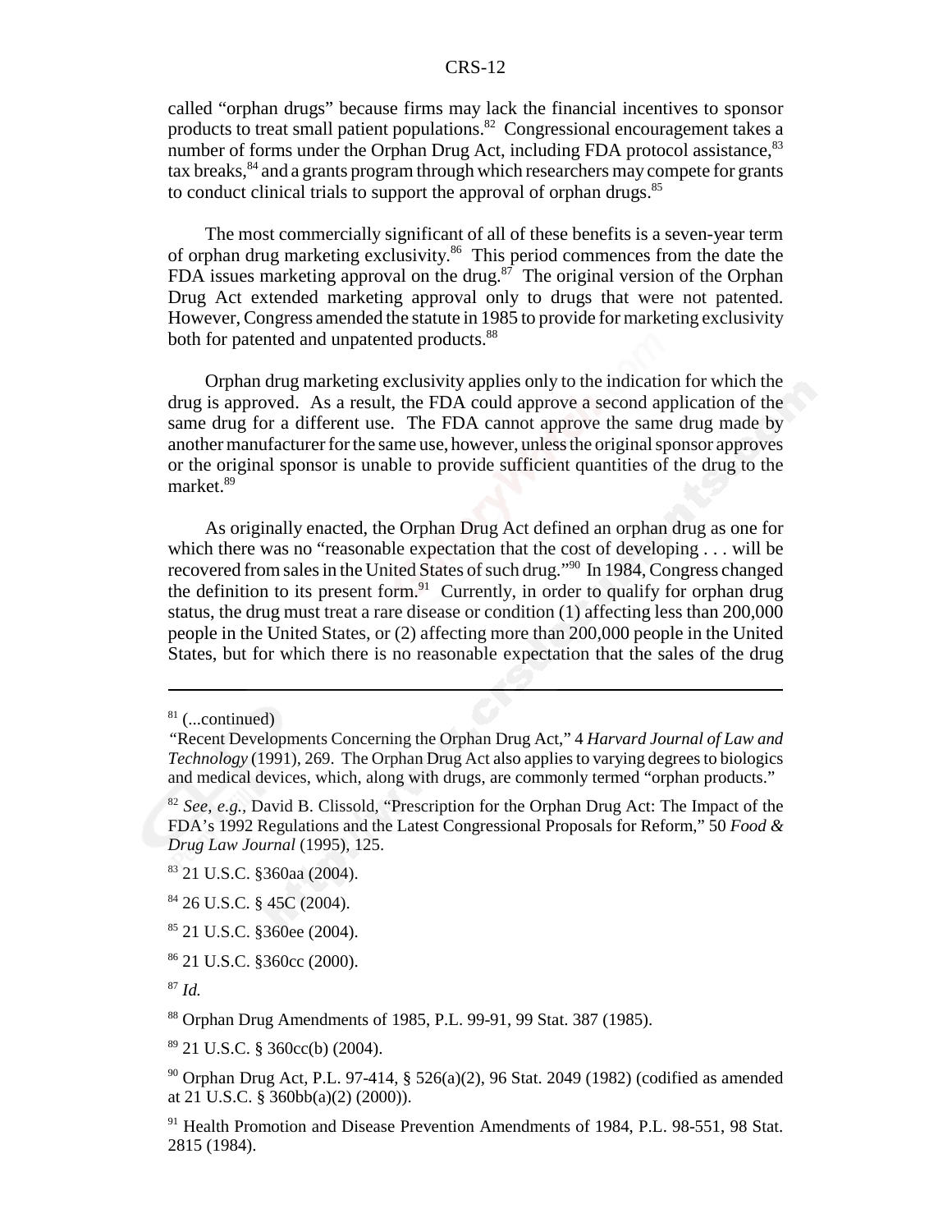called "orphan drugs" because firms may lack the financial incentives to sponsor products to treat small patient populations.[82] Congressional encouragement takes a number of forms under the Orphan Drug Act, including FDA protocol assistance,[83] tax breaks,[84] and a grants program through which researchers may compete for grants to conduct clinical trials to support the approval of orphan drugs.[85]

The most commercially significant of all of these benefits is a seven-year term of orphan drug marketing exclusivity.[86] This period commences from the date the FDA issues marketing approval on the drug.[87] The original version of the Orphan Drug Act extended marketing approval only to drugs that were not patented. However, Congress amended the statute in 1985 to provide for marketing exclusivity both for patented and unpatented products.[88]

Orphan drug marketing exclusivity applies only to the indication for which the drug is approved. As a result, the FDA could approve a second application of the same drug for a different use. The FDA cannot approve the same drug made by another manufacturer for the same use, however, unless the original sponsor approves or the original sponsor is unable to provide sufficient quantities of the drug to the market.[89]

As originally enacted, the Orphan Drug Act defined an orphan drug as one for which there was no "reasonable expectation that the cost of developing . . . will be recovered from sales in the United States of such drug."[90] In 1984, Congress changed the definition to its present form.[91] Currently, in order to qualify for orphan drug status, the drug must treat a rare disease or condition (1) affecting less than 200,000 people in the United States, or (2) affecting more than 200,000 people in the United States, but for which there is no reasonable expectation that the sales of the drug

---

[81] (...continued)
"Recent Developments Concerning the Orphan Drug Act," 4 *Harvard Journal of Law and Technology* (1991), 269. The Orphan Drug Act also applies to varying degrees to biologics and medical devices, which, along with drugs, are commonly termed "orphan products."

[82] *See, e.g.*, David B. Clissold, "Prescription for the Orphan Drug Act: The Impact of the FDA's 1992 Regulations and the Latest Congressional Proposals for Reform," 50 *Food & Drug Law Journal* (1995), 125.

[83] 21 U.S.C. §360aa (2004).

[84] 26 U.S.C. § 45C (2004).

[85] 21 U.S.C. §360ee (2004).

[86] 21 U.S.C. §360cc (2000).

[87] *Id.*

[88] Orphan Drug Amendments of 1985, P.L. 99-91, 99 Stat. 387 (1985).

[89] 21 U.S.C. § 360cc(b) (2004).

[90] Orphan Drug Act, P.L. 97-414, § 526(a)(2), 96 Stat. 2049 (1982) (codified as amended at 21 U.S.C. § 360bb(a)(2) (2000)).

[91] Health Promotion and Disease Prevention Amendments of 1984, P.L. 98-551, 98 Stat. 2815 (1984).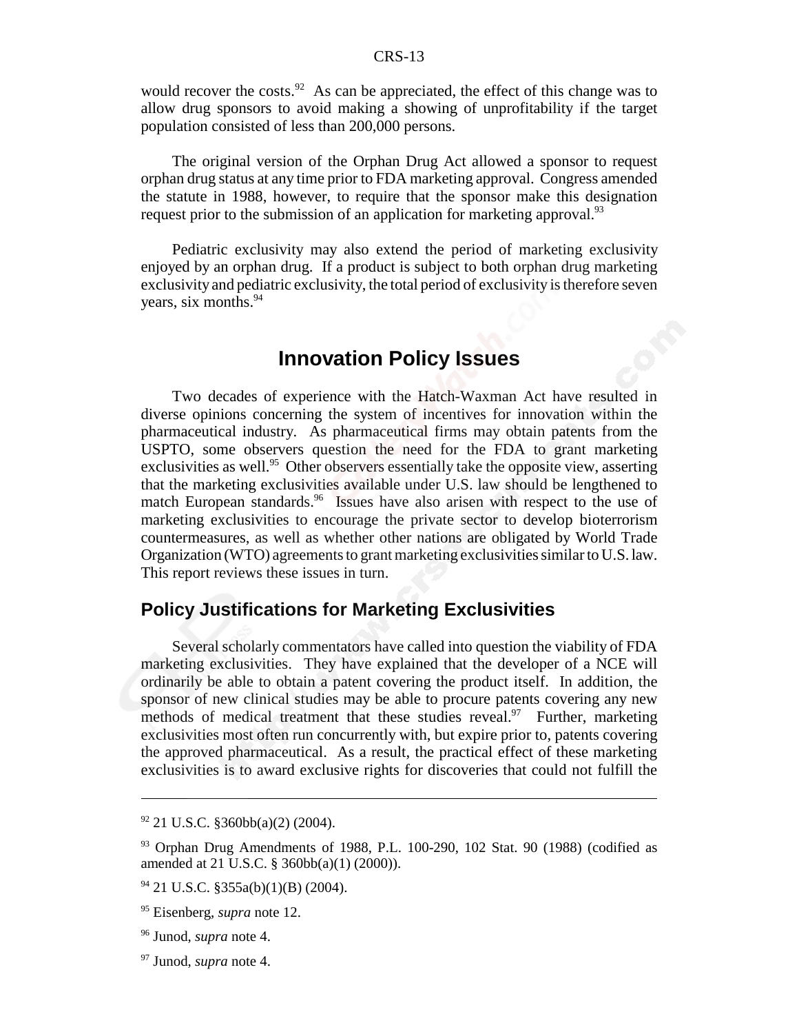would recover the costs.[92] As can be appreciated, the effect of this change was to allow drug sponsors to avoid making a showing of unprofitability if the target population consisted of less than 200,000 persons.

The original version of the Orphan Drug Act allowed a sponsor to request orphan drug status at any time prior to FDA marketing approval. Congress amended the statute in 1988, however, to require that the sponsor make this designation request prior to the submission of an application for marketing approval.[93]

Pediatric exclusivity may also extend the period of marketing exclusivity enjoyed by an orphan drug. If a product is subject to both orphan drug marketing exclusivity and pediatric exclusivity, the total period of exclusivity is therefore seven years, six months.[94]

# Innovation Policy Issues

Two decades of experience with the Hatch-Waxman Act have resulted in diverse opinions concerning the system of incentives for innovation within the pharmaceutical industry. As pharmaceutical firms may obtain patents from the USPTO, some observers question the need for the FDA to grant marketing exclusivities as well.[95] Other observers essentially take the opposite view, asserting that the marketing exclusivities available under U.S. law should be lengthened to match European standards.[96] Issues have also arisen with respect to the use of marketing exclusivities to encourage the private sector to develop bioterrorism countermeasures, as well as whether other nations are obligated by World Trade Organization (WTO) agreements to grant marketing exclusivities similar to U.S. law. This report reviews these issues in turn.

## Policy Justifications for Marketing Exclusivities

Several scholarly commentators have called into question the viability of FDA marketing exclusivities. They have explained that the developer of a NCE will ordinarily be able to obtain a patent covering the product itself. In addition, the sponsor of new clinical studies may be able to procure patents covering any new methods of medical treatment that these studies reveal.[97] Further, marketing exclusivities most often run concurrently with, but expire prior to, patents covering the approved pharmaceutical. As a result, the practical effect of these marketing exclusivities is to award exclusive rights for discoveries that could not fulfill the

---

[92] 21 U.S.C. §360bb(a)(2) (2004).

[93] Orphan Drug Amendments of 1988, P.L. 100-290, 102 Stat. 90 (1988) (codified as amended at 21 U.S.C. § 360bb(a)(1) (2000)).

[94] 21 U.S.C. §355a(b)(1)(B) (2004).

[95] Eisenberg, *supra* note 12.

[96] Junod, *supra* note 4.

[97] Junod, *supra* note 4.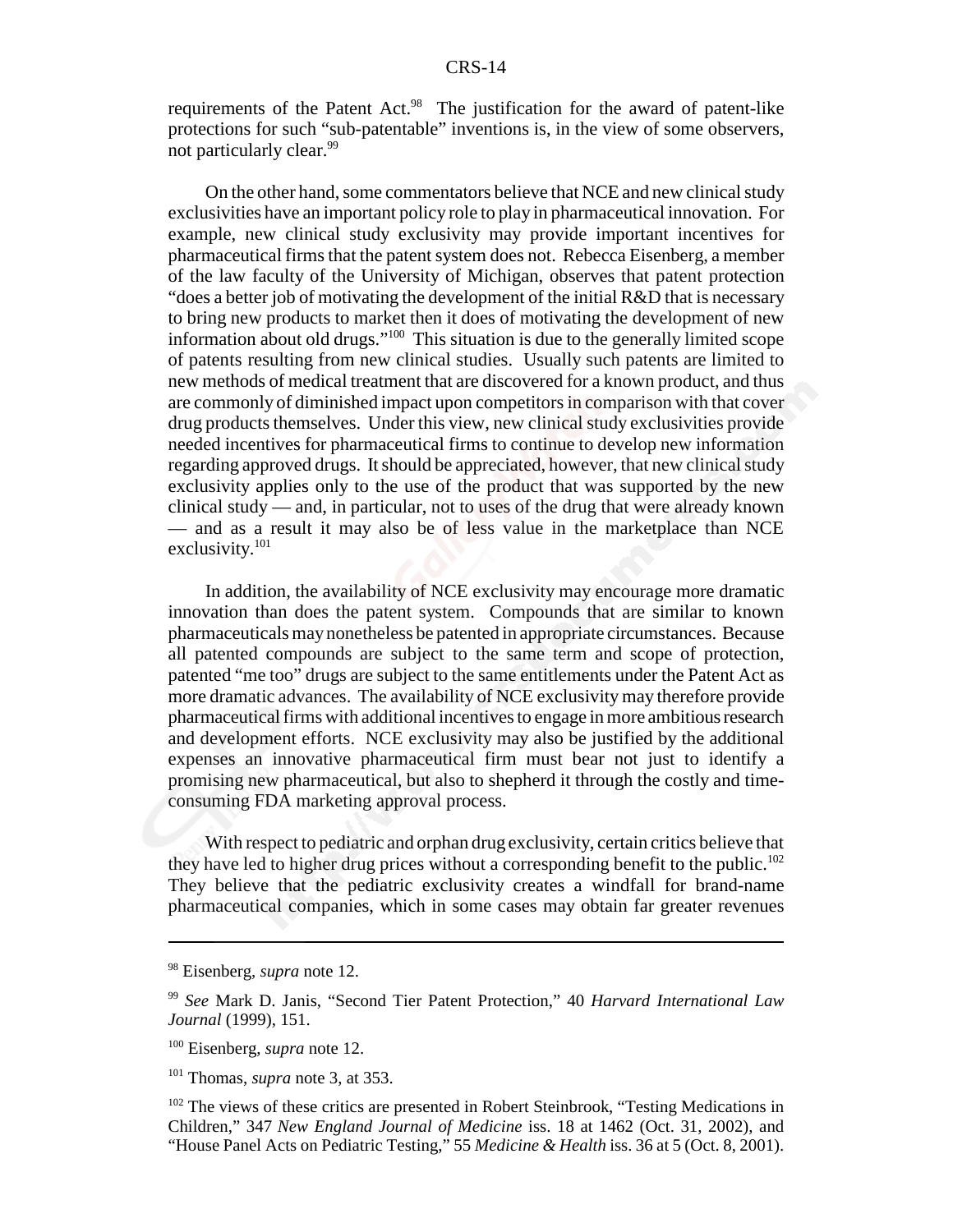requirements of the Patent Act.[98] The justification for the award of patent-like protections for such "sub-patentable" inventions is, in the view of some observers, not particularly clear.[99]

On the other hand, some commentators believe that NCE and new clinical study exclusivities have an important policy role to play in pharmaceutical innovation. For example, new clinical study exclusivity may provide important incentives for pharmaceutical firms that the patent system does not. Rebecca Eisenberg, a member of the law faculty of the University of Michigan, observes that patent protection "does a better job of motivating the development of the initial R&D that is necessary to bring new products to market then it does of motivating the development of new information about old drugs."[100] This situation is due to the generally limited scope of patents resulting from new clinical studies. Usually such patents are limited to new methods of medical treatment that are discovered for a known product, and thus are commonly of diminished impact upon competitors in comparison with that cover drug products themselves. Under this view, new clinical study exclusivities provide needed incentives for pharmaceutical firms to continue to develop new information regarding approved drugs. It should be appreciated, however, that new clinical study exclusivity applies only to the use of the product that was supported by the new clinical study — and, in particular, not to uses of the drug that were already known — and as a result it may also be of less value in the marketplace than NCE exclusivity.[101]

In addition, the availability of NCE exclusivity may encourage more dramatic innovation than does the patent system. Compounds that are similar to known pharmaceuticals may nonetheless be patented in appropriate circumstances. Because all patented compounds are subject to the same term and scope of protection, patented "me too" drugs are subject to the same entitlements under the Patent Act as more dramatic advances. The availability of NCE exclusivity may therefore provide pharmaceutical firms with additional incentives to engage in more ambitious research and development efforts. NCE exclusivity may also be justified by the additional expenses an innovative pharmaceutical firm must bear not just to identify a promising new pharmaceutical, but also to shepherd it through the costly and time-consuming FDA marketing approval process.

With respect to pediatric and orphan drug exclusivity, certain critics believe that they have led to higher drug prices without a corresponding benefit to the public.[102] They believe that the pediatric exclusivity creates a windfall for brand-name pharmaceutical companies, which in some cases may obtain far greater revenues

---

[98] Eisenberg, *supra* note 12.

[99] *See* Mark D. Janis, "Second Tier Patent Protection," 40 *Harvard International Law Journal* (1999), 151.

[100] Eisenberg, *supra* note 12.

[101] Thomas, *supra* note 3, at 353.

[102] The views of these critics are presented in Robert Steinbrook, "Testing Medications in Children," 347 *New England Journal of Medicine* iss. 18 at 1462 (Oct. 31, 2002), and "House Panel Acts on Pediatric Testing," 55 *Medicine & Health* iss. 36 at 5 (Oct. 8, 2001).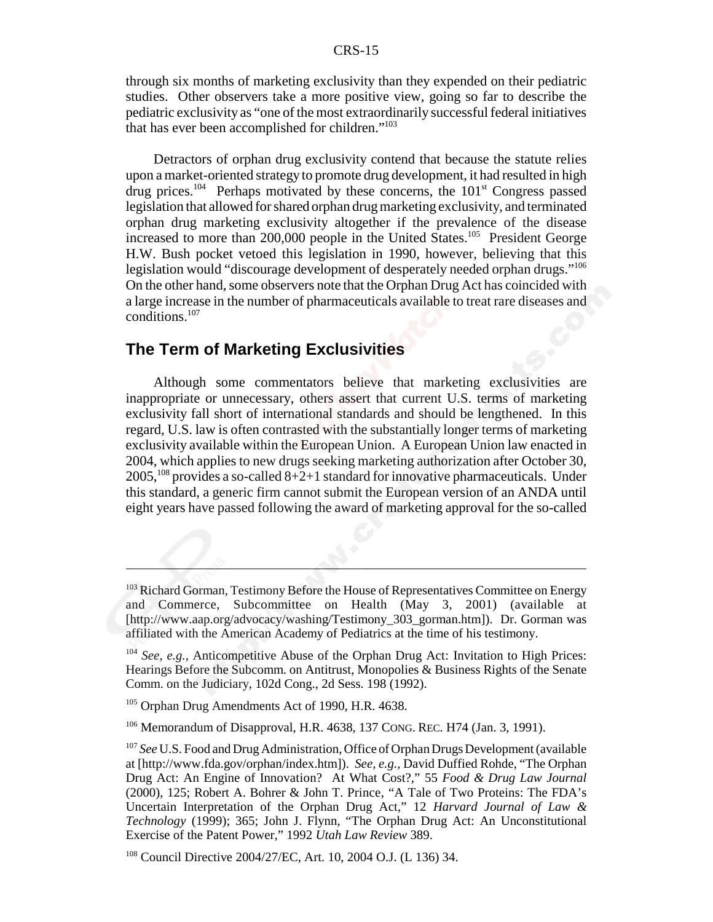through six months of marketing exclusivity than they expended on their pediatric studies. Other observers take a more positive view, going so far to describe the pediatric exclusivity as "one of the most extraordinarily successful federal initiatives that has ever been accomplished for children."[103]

Detractors of orphan drug exclusivity contend that because the statute relies upon a market-oriented strategy to promote drug development, it had resulted in high drug prices.[104] Perhaps motivated by these concerns, the 101st Congress passed legislation that allowed for shared orphan drug marketing exclusivity, and terminated orphan drug marketing exclusivity altogether if the prevalence of the disease increased to more than 200,000 people in the United States.[105] President George H.W. Bush pocket vetoed this legislation in 1990, however, believing that this legislation would "discourage development of desperately needed orphan drugs."[106] On the other hand, some observers note that the Orphan Drug Act has coincided with a large increase in the number of pharmaceuticals available to treat rare diseases and conditions.[107]

## The Term of Marketing Exclusivities

Although some commentators believe that marketing exclusivities are inappropriate or unnecessary, others assert that current U.S. terms of marketing exclusivity fall short of international standards and should be lengthened. In this regard, U.S. law is often contrasted with the substantially longer terms of marketing exclusivity available within the European Union. A European Union law enacted in 2004, which applies to new drugs seeking marketing authorization after October 30, 2005,[108] provides a so-called 8+2+1 standard for innovative pharmaceuticals. Under this standard, a generic firm cannot submit the European version of an ANDA until eight years have passed following the award of marketing approval for the so-called

---

[103] Richard Gorman, Testimony Before the House of Representatives Committee on Energy and Commerce, Subcommittee on Health (May 3, 2001) (available at [http://www.aap.org/advocacy/washing/Testimony_303_gorman.htm]). Dr. Gorman was affiliated with the American Academy of Pediatrics at the time of his testimony.

[104] *See, e.g.*, Anticompetitive Abuse of the Orphan Drug Act: Invitation to High Prices: Hearings Before the Subcomm. on Antitrust, Monopolies & Business Rights of the Senate Comm. on the Judiciary, 102d Cong., 2d Sess. 198 (1992).

[105] Orphan Drug Amendments Act of 1990, H.R. 4638.

[106] Memorandum of Disapproval, H.R. 4638, 137 CONG. REC. H74 (Jan. 3, 1991).

[107] *See* U.S. Food and Drug Administration, Office of Orphan Drugs Development (available at [http://www.fda.gov/orphan/index.htm]). *See, e.g.,* David Duffied Rohde, "The Orphan Drug Act: An Engine of Innovation? At What Cost?," 55 *Food & Drug Law Journal* (2000), 125; Robert A. Bohrer & John T. Prince, "A Tale of Two Proteins: The FDA's Uncertain Interpretation of the Orphan Drug Act," 12 *Harvard Journal of Law & Technology* (1999); 365; John J. Flynn, "The Orphan Drug Act: An Unconstitutional Exercise of the Patent Power," 1992 *Utah Law Review* 389.

[108] Council Directive 2004/27/EC, Art. 10, 2004 O.J. (L 136) 34.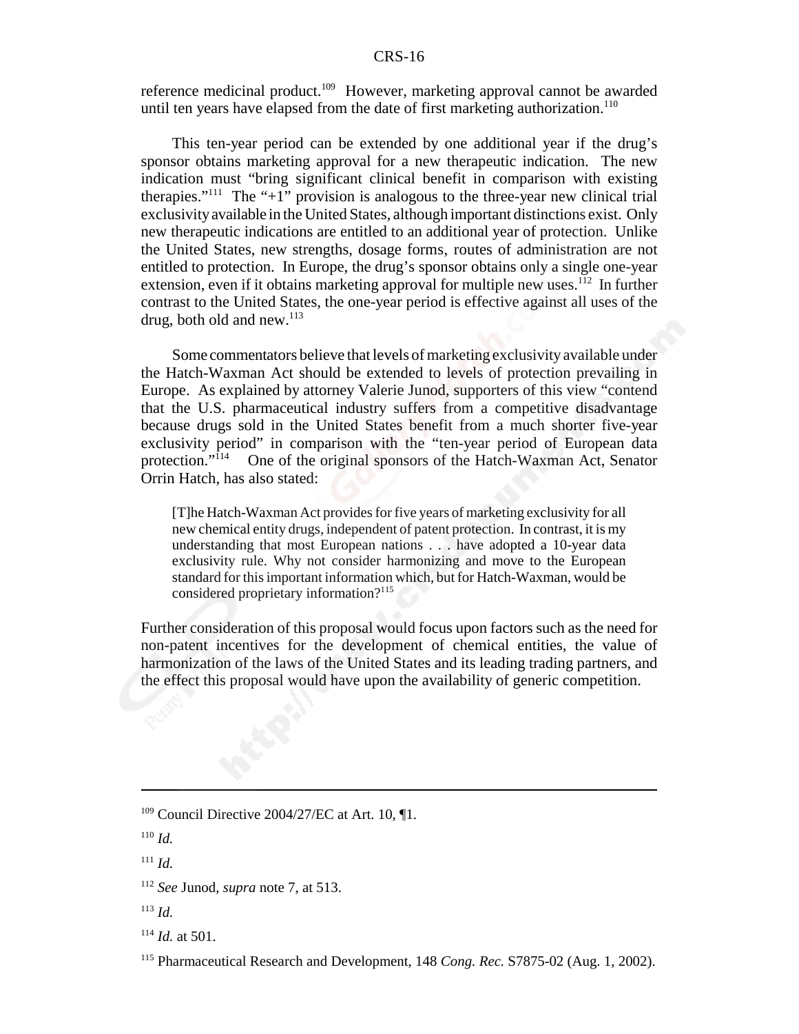reference medicinal product.[109] However, marketing approval cannot be awarded until ten years have elapsed from the date of first marketing authorization.[110]

This ten-year period can be extended by one additional year if the drug's sponsor obtains marketing approval for a new therapeutic indication. The new indication must "bring significant clinical benefit in comparison with existing therapies."[111] The "+1" provision is analogous to the three-year new clinical trial exclusivity available in the United States, although important distinctions exist. Only new therapeutic indications are entitled to an additional year of protection. Unlike the United States, new strengths, dosage forms, routes of administration are not entitled to protection. In Europe, the drug's sponsor obtains only a single one-year extension, even if it obtains marketing approval for multiple new uses.[112] In further contrast to the United States, the one-year period is effective against all uses of the drug, both old and new.[113]

Some commentators believe that levels of marketing exclusivity available under the Hatch-Waxman Act should be extended to levels of protection prevailing in Europe. As explained by attorney Valerie Junod, supporters of this view "contend that the U.S. pharmaceutical industry suffers from a competitive disadvantage because drugs sold in the United States benefit from a much shorter five-year exclusivity period" in comparison with the "ten-year period of European data protection."[114] One of the original sponsors of the Hatch-Waxman Act, Senator Orrin Hatch, has also stated:

> [T]he Hatch-Waxman Act provides for five years of marketing exclusivity for all new chemical entity drugs, independent of patent protection. In contrast, it is my understanding that most European nations . . . have adopted a 10-year data exclusivity rule. Why not consider harmonizing and move to the European standard for this important information which, but for Hatch-Waxman, would be considered proprietary information?[115]

Further consideration of this proposal would focus upon factors such as the need for non-patent incentives for the development of chemical entities, the value of harmonization of the laws of the United States and its leading trading partners, and the effect this proposal would have upon the availability of generic competition.

---

[109] Council Directive 2004/27/EC at Art. 10, ¶1.

[110] *Id.*

[111] *Id.*

[112] *See* Junod, *supra* note 7, at 513.

[113] *Id.*

[114] *Id.* at 501.

[115] Pharmaceutical Research and Development, 148 *Cong. Rec.* S7875-02 (Aug. 1, 2002).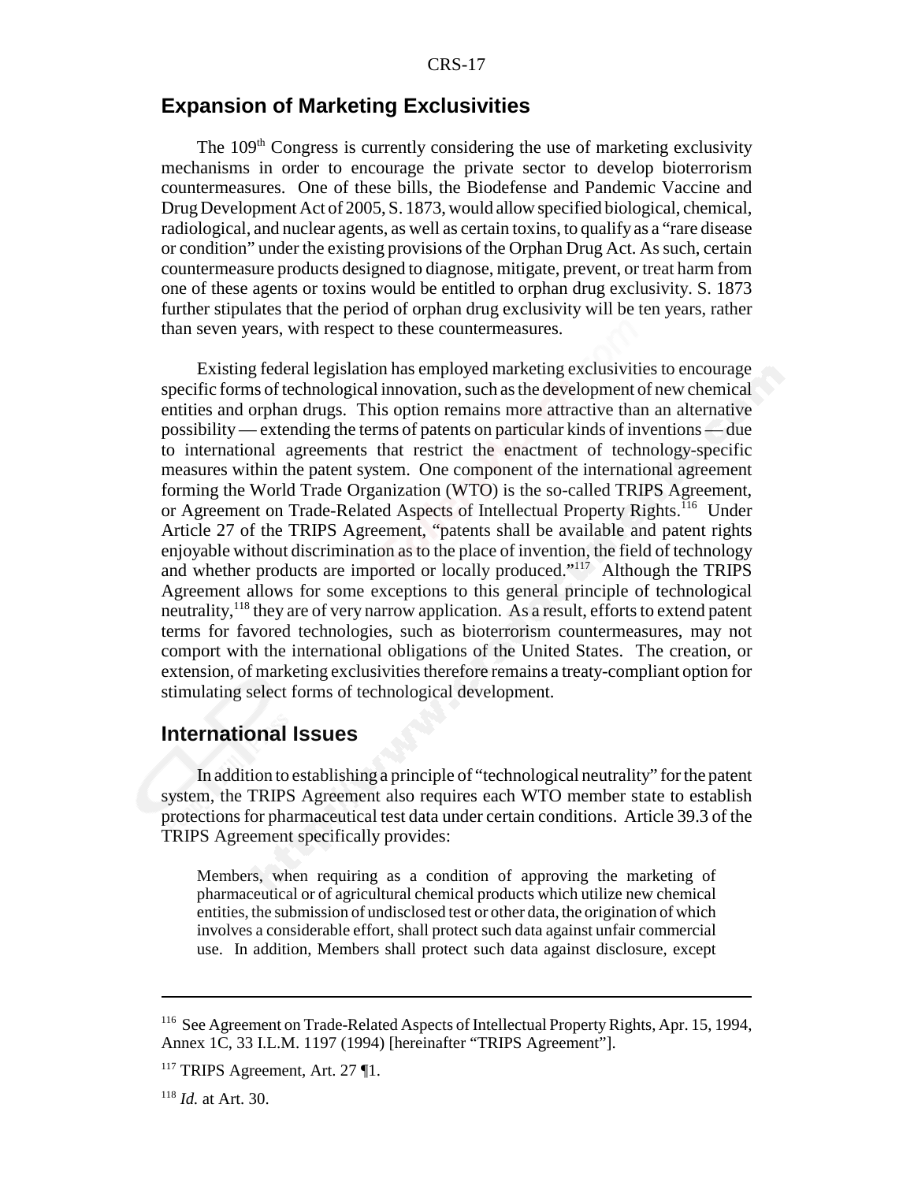## Expansion of Marketing Exclusivities

The 109th Congress is currently considering the use of marketing exclusivity mechanisms in order to encourage the private sector to develop bioterrorism countermeasures. One of these bills, the Biodefense and Pandemic Vaccine and Drug Development Act of 2005, S. 1873, would allow specified biological, chemical, radiological, and nuclear agents, as well as certain toxins, to qualify as a "rare disease or condition" under the existing provisions of the Orphan Drug Act. As such, certain countermeasure products designed to diagnose, mitigate, prevent, or treat harm from one of these agents or toxins would be entitled to orphan drug exclusivity. S. 1873 further stipulates that the period of orphan drug exclusivity will be ten years, rather than seven years, with respect to these countermeasures.

Existing federal legislation has employed marketing exclusivities to encourage specific forms of technological innovation, such as the development of new chemical entities and orphan drugs. This option remains more attractive than an alternative possibility — extending the terms of patents on particular kinds of inventions — due to international agreements that restrict the enactment of technology-specific measures within the patent system. One component of the international agreement forming the World Trade Organization (WTO) is the so-called TRIPS Agreement, or Agreement on Trade-Related Aspects of Intellectual Property Rights.[116] Under Article 27 of the TRIPS Agreement, "patents shall be available and patent rights enjoyable without discrimination as to the place of invention, the field of technology and whether products are imported or locally produced."[117] Although the TRIPS Agreement allows for some exceptions to this general principle of technological neutrality,[118] they are of very narrow application. As a result, efforts to extend patent terms for favored technologies, such as bioterrorism countermeasures, may not comport with the international obligations of the United States. The creation, or extension, of marketing exclusivities therefore remains a treaty-compliant option for stimulating select forms of technological development.

## International Issues

In addition to establishing a principle of "technological neutrality" for the patent system, the TRIPS Agreement also requires each WTO member state to establish protections for pharmaceutical test data under certain conditions. Article 39.3 of the TRIPS Agreement specifically provides:

> Members, when requiring as a condition of approving the marketing of pharmaceutical or of agricultural chemical products which utilize new chemical entities, the submission of undisclosed test or other data, the origination of which involves a considerable effort, shall protect such data against unfair commercial use. In addition, Members shall protect such data against disclosure, except

---

[116] See Agreement on Trade-Related Aspects of Intellectual Property Rights, Apr. 15, 1994, Annex 1C, 33 I.L.M. 1197 (1994) [hereinafter "TRIPS Agreement"].

[117] TRIPS Agreement, Art. 27 ¶1.

[118] *Id.* at Art. 30.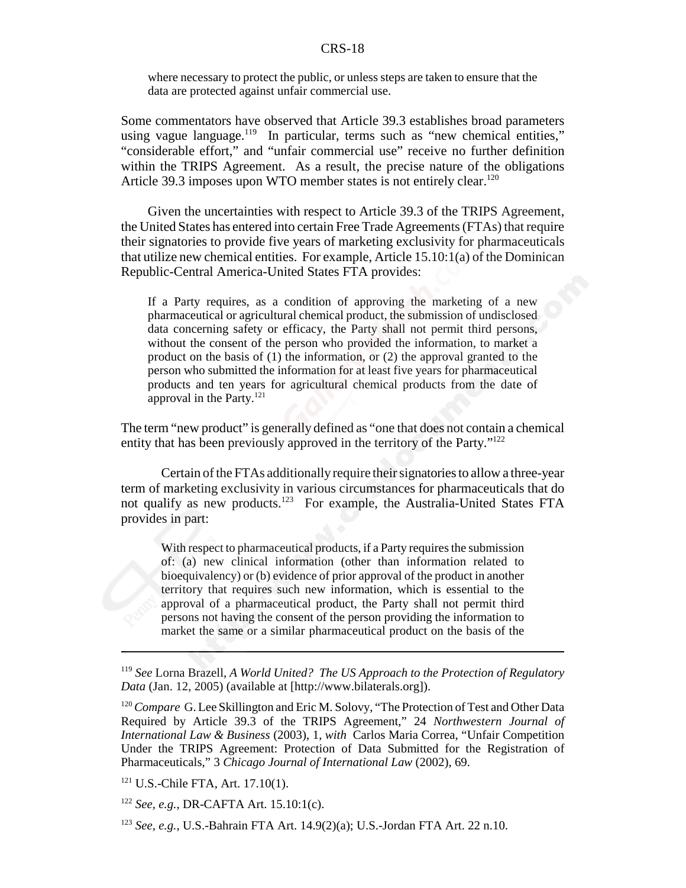> where necessary to protect the public, or unless steps are taken to ensure that the data are protected against unfair commercial use.

Some commentators have observed that Article 39.3 establishes broad parameters using vague language.[119] In particular, terms such as "new chemical entities," "considerable effort," and "unfair commercial use" receive no further definition within the TRIPS Agreement. As a result, the precise nature of the obligations Article 39.3 imposes upon WTO member states is not entirely clear.[120]

Given the uncertainties with respect to Article 39.3 of the TRIPS Agreement, the United States has entered into certain Free Trade Agreements (FTAs) that require their signatories to provide five years of marketing exclusivity for pharmaceuticals that utilize new chemical entities. For example, Article 15.10:1(a) of the Dominican Republic-Central America-United States FTA provides:

> If a Party requires, as a condition of approving the marketing of a new pharmaceutical or agricultural chemical product, the submission of undisclosed data concerning safety or efficacy, the Party shall not permit third persons, without the consent of the person who provided the information, to market a product on the basis of (1) the information, or (2) the approval granted to the person who submitted the information for at least five years for pharmaceutical products and ten years for agricultural chemical products from the date of approval in the Party.[121]

The term "new product" is generally defined as "one that does not contain a chemical entity that has been previously approved in the territory of the Party."[122]

Certain of the FTAs additionally require their signatories to allow a three-year term of marketing exclusivity in various circumstances for pharmaceuticals that do not qualify as new products.[123] For example, the Australia-United States FTA provides in part:

> With respect to pharmaceutical products, if a Party requires the submission of: (a) new clinical information (other than information related to bioequivalency) or (b) evidence of prior approval of the product in another territory that requires such new information, which is essential to the approval of a pharmaceutical product, the Party shall not permit third persons not having the consent of the person providing the information to market the same or a similar pharmaceutical product on the basis of the

---

[119] *See* Lorna Brazell, *A World United? The US Approach to the Protection of Regulatory Data* (Jan. 12, 2005) (available at [http://www.bilaterals.org]).

[120] *Compare* G. Lee Skillington and Eric M. Solovy, "The Protection of Test and Other Data Required by Article 39.3 of the TRIPS Agreement," 24 *Northwestern Journal of International Law & Business* (2003), 1, *with* Carlos Maria Correa, "Unfair Competition Under the TRIPS Agreement: Protection of Data Submitted for the Registration of Pharmaceuticals," 3 *Chicago Journal of International Law* (2002), 69.

[121] U.S.-Chile FTA, Art. 17.10(1).

[122] *See, e.g.*, DR-CAFTA Art. 15.10:1(c).

[123] *See, e.g.*, U.S.-Bahrain FTA Art. 14.9(2)(a); U.S.-Jordan FTA Art. 22 n.10.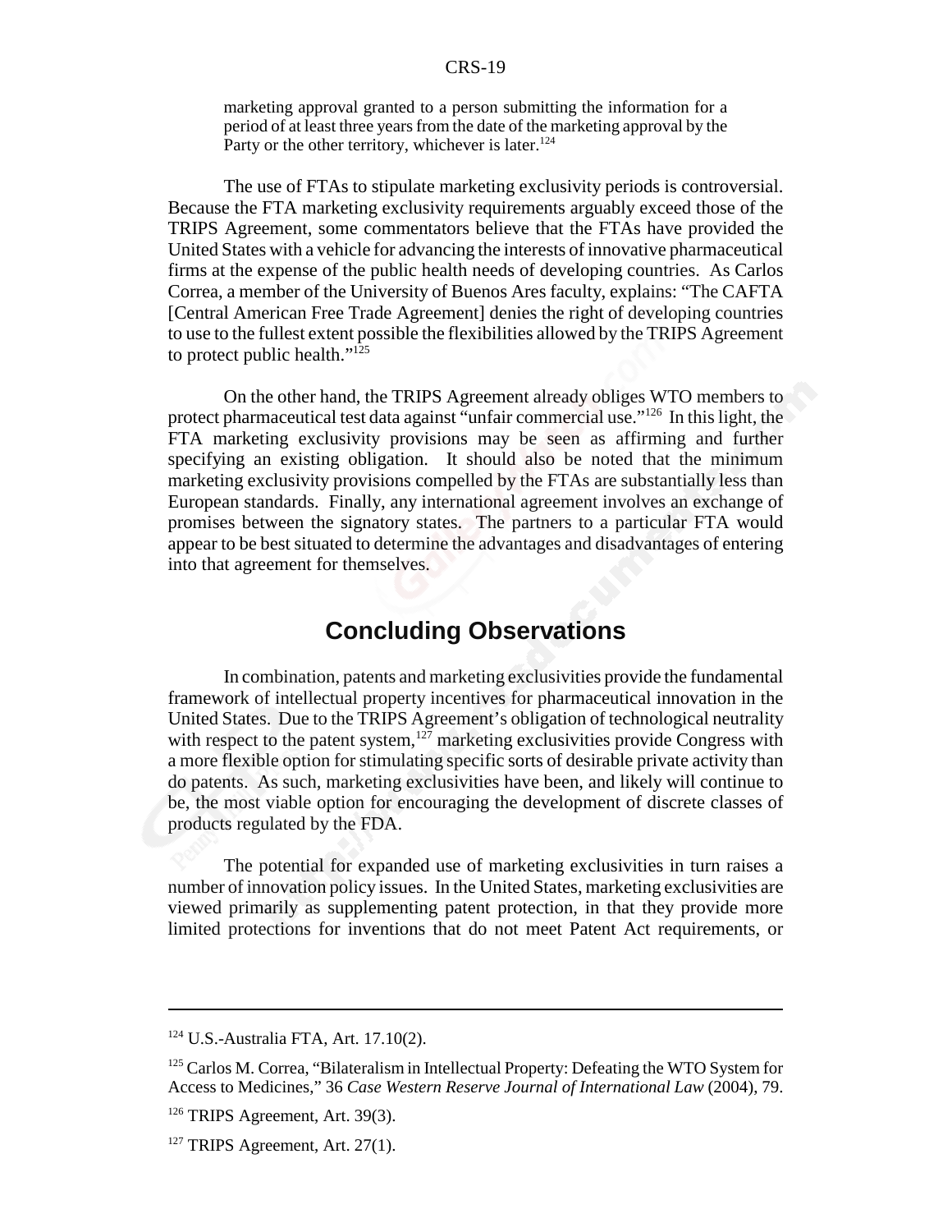> marketing approval granted to a person submitting the information for a period of at least three years from the date of the marketing approval by the Party or the other territory, whichever is later.[124]

The use of FTAs to stipulate marketing exclusivity periods is controversial. Because the FTA marketing exclusivity requirements arguably exceed those of the TRIPS Agreement, some commentators believe that the FTAs have provided the United States with a vehicle for advancing the interests of innovative pharmaceutical firms at the expense of the public health needs of developing countries. As Carlos Correa, a member of the University of Buenos Ares faculty, explains: "The CAFTA [Central American Free Trade Agreement] denies the right of developing countries to use to the fullest extent possible the flexibilities allowed by the TRIPS Agreement to protect public health."[125]

On the other hand, the TRIPS Agreement already obliges WTO members to protect pharmaceutical test data against "unfair commercial use."[126] In this light, the FTA marketing exclusivity provisions may be seen as affirming and further specifying an existing obligation. It should also be noted that the minimum marketing exclusivity provisions compelled by the FTAs are substantially less than European standards. Finally, any international agreement involves an exchange of promises between the signatory states. The partners to a particular FTA would appear to be best situated to determine the advantages and disadvantages of entering into that agreement for themselves.

## Concluding Observations

In combination, patents and marketing exclusivities provide the fundamental framework of intellectual property incentives for pharmaceutical innovation in the United States. Due to the TRIPS Agreement's obligation of technological neutrality with respect to the patent system,[127] marketing exclusivities provide Congress with a more flexible option for stimulating specific sorts of desirable private activity than do patents. As such, marketing exclusivities have been, and likely will continue to be, the most viable option for encouraging the development of discrete classes of products regulated by the FDA.

The potential for expanded use of marketing exclusivities in turn raises a number of innovation policy issues. In the United States, marketing exclusivities are viewed primarily as supplementing patent protection, in that they provide more limited protections for inventions that do not meet Patent Act requirements, or

---

[124] U.S.-Australia FTA, Art. 17.10(2).

[125] Carlos M. Correa, "Bilateralism in Intellectual Property: Defeating the WTO System for Access to Medicines," 36 *Case Western Reserve Journal of International Law* (2004), 79.

[126] TRIPS Agreement, Art. 39(3).

[127] TRIPS Agreement, Art. 27(1).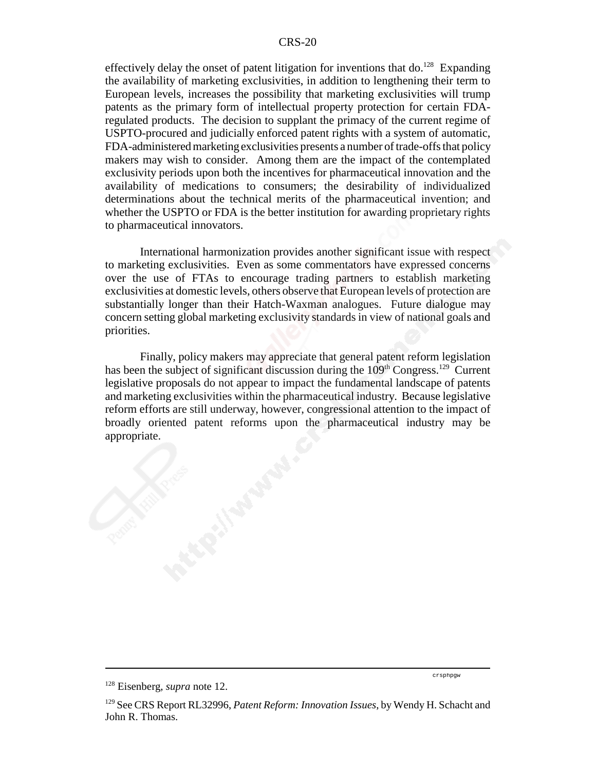effectively delay the onset of patent litigation for inventions that do.[128] Expanding the availability of marketing exclusivities, in addition to lengthening their term to European levels, increases the possibility that marketing exclusivities will trump patents as the primary form of intellectual property protection for certain FDA-regulated products. The decision to supplant the primacy of the current regime of USPTO-procured and judicially enforced patent rights with a system of automatic, FDA-administered marketing exclusivities presents a number of trade-offs that policy makers may wish to consider. Among them are the impact of the contemplated exclusivity periods upon both the incentives for pharmaceutical innovation and the availability of medications to consumers; the desirability of individualized determinations about the technical merits of the pharmaceutical invention; and whether the USPTO or FDA is the better institution for awarding proprietary rights to pharmaceutical innovators.

International harmonization provides another significant issue with respect to marketing exclusivities. Even as some commentators have expressed concerns over the use of FTAs to encourage trading partners to establish marketing exclusivities at domestic levels, others observe that European levels of protection are substantially longer than their Hatch-Waxman analogues. Future dialogue may concern setting global marketing exclusivity standards in view of national goals and priorities.

Finally, policy makers may appreciate that general patent reform legislation has been the subject of significant discussion during the 109th Congress.[129] Current legislative proposals do not appear to impact the fundamental landscape of patents and marketing exclusivities within the pharmaceutical industry. Because legislative reform efforts are still underway, however, congressional attention to the impact of broadly oriented patent reforms upon the pharmaceutical industry may be appropriate.

crsphpgw

[128] Eisenberg, *supra* note 12.

[129] See CRS Report RL32996, *Patent Reform: Innovation Issues*, by Wendy H. Schacht and John R. Thomas.